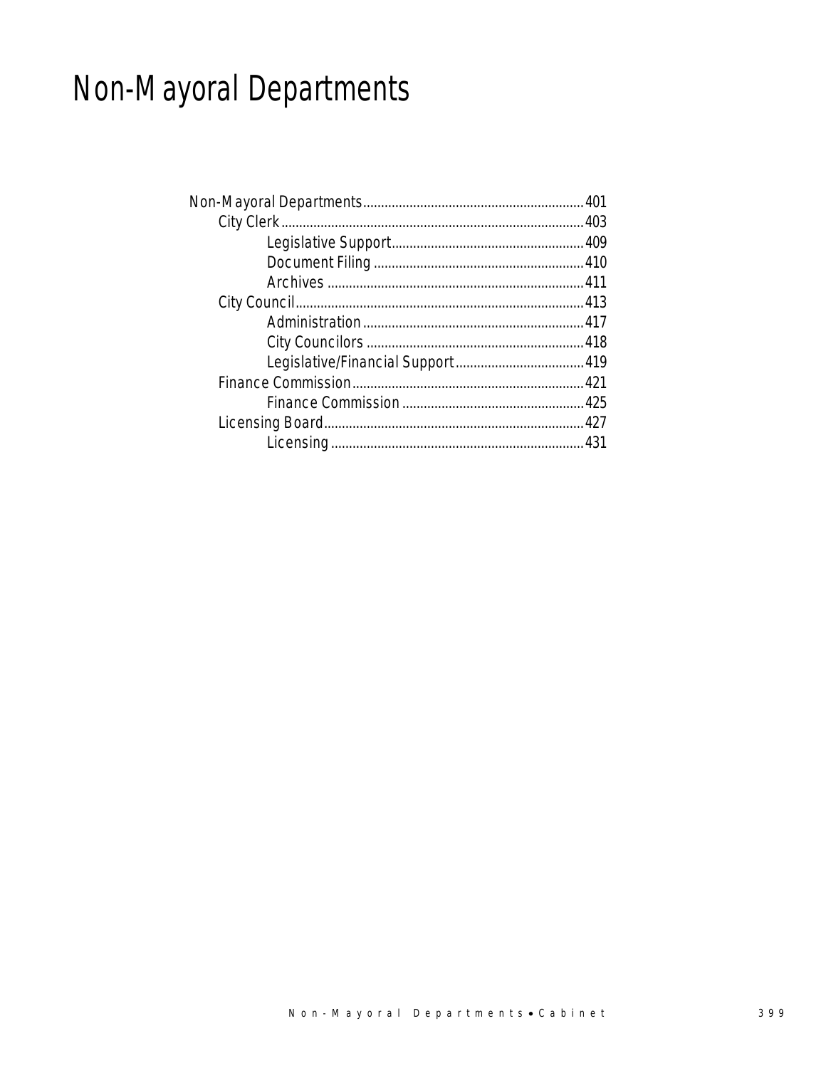# Non-Mayoral Departments

- Non-Mayoral Departments ....... 401
  - City Clerk ....... 403
    - Legislative Support ....... 409
    - Document Filing ....... 410
    - Archives ....... 411
  - City Council ....... 413
    - Administration ....... 417
    - City Councilors ....... 418
    - Legislative/Financial Support ....... 419
  - Finance Commission ....... 421
    - Finance Commission ....... 425
  - Licensing Board ....... 427
    - Licensing ....... 431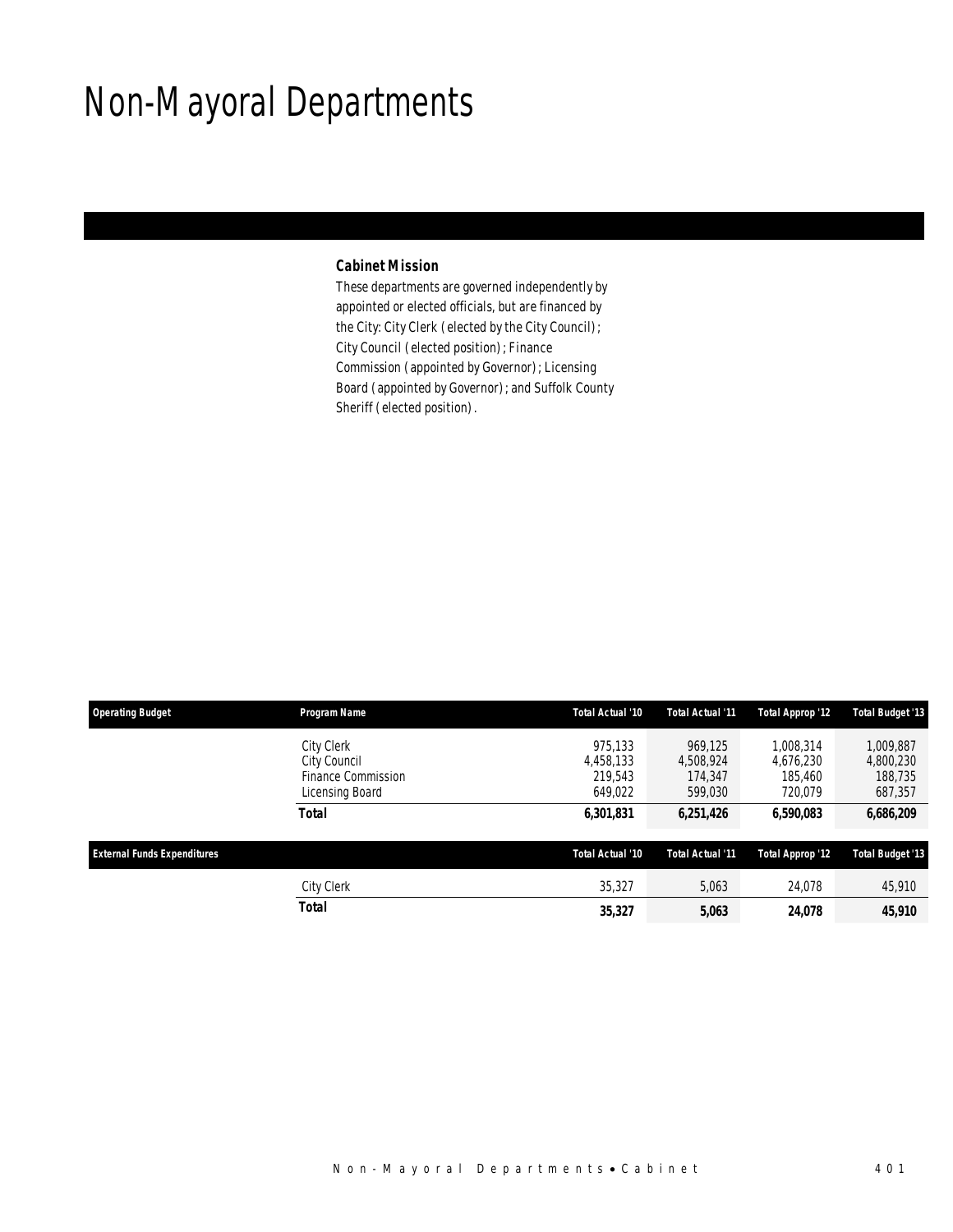# Non-Mayoral Departments

**Cabinet Mission**

These departments are governed independently by appointed or elected officials, but are financed by the City: City Clerk (elected by the City Council); City Council (elected position); Finance Commission (appointed by Governor); Licensing Board (appointed by Governor); and Suffolk County Sheriff (elected position).

| Operating Budget | Program Name | Total Actual '10 | Total Actual '11 | Total Approp '12 | Total Budget '13 |
|---|---|---|---|---|---|
| | City Clerk | 975,133 | 969,125 | 1,008,314 | 1,009,887 |
| | City Council | 4,458,133 | 4,508,924 | 4,676,230 | 4,800,230 |
| | Finance Commission | 219,543 | 174,347 | 185,460 | 188,735 |
| | Licensing Board | 649,022 | 599,030 | 720,079 | 687,357 |
| | **Total** | **6,301,831** | **6,251,426** | **6,590,083** | **6,686,209** |

| External Funds Expenditures | | Total Actual '10 | Total Actual '11 | Total Approp '12 | Total Budget '13 |
|---|---|---|---|---|---|
| | City Clerk | 35,327 | 5,063 | 24,078 | 45,910 |
| | **Total** | **35,327** | **5,063** | **24,078** | **45,910** |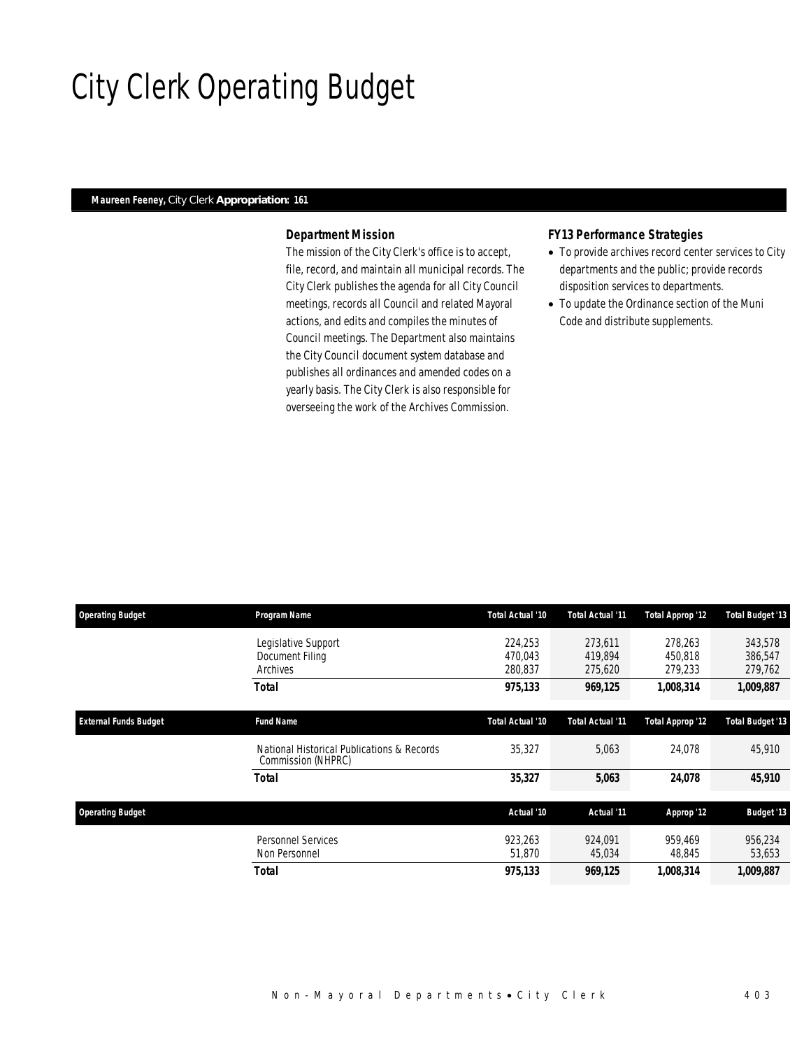# City Clerk Operating Budget

**Maureen Feeney,** City Clerk **Appropriation: 161**

### *Department Mission*

The mission of the City Clerk's office is to accept, file, record, and maintain all municipal records. The City Clerk publishes the agenda for all City Council meetings, records all Council and related Mayoral actions, and edits and compiles the minutes of Council meetings. The Department also maintains the City Council document system database and publishes all ordinances and amended codes on a yearly basis. The City Clerk is also responsible for overseeing the work of the Archives Commission.

### *FY13 Performance Strategies*

- To provide archives record center services to City departments and the public; provide records disposition services to departments.
- To update the Ordinance section of the Muni Code and distribute supplements.

| Operating Budget | Program Name | Total Actual '10 | Total Actual '11 | Total Approp '12 | Total Budget '13 |
|---|---|---|---|---|---|
| | Legislative Support | 224,253 | 273,611 | 278,263 | 343,578 |
| | Document Filing | 470,043 | 419,894 | 450,818 | 386,547 |
| | Archives | 280,837 | 275,620 | 279,233 | 279,762 |
| | **Total** | **975,133** | **969,125** | **1,008,314** | **1,009,887** |

| External Funds Budget | Fund Name | Total Actual '10 | Total Actual '11 | Total Approp '12 | Total Budget '13 |
|---|---|---|---|---|---|
| | National Historical Publications & Records Commission (NHPRC) | 35,327 | 5,063 | 24,078 | 45,910 |
| | **Total** | **35,327** | **5,063** | **24,078** | **45,910** |

| Operating Budget | | Actual '10 | Actual '11 | Approp '12 | Budget '13 |
|---|---|---|---|---|---|
| | Personnel Services | 923,263 | 924,091 | 959,469 | 956,234 |
| | Non Personnel | 51,870 | 45,034 | 48,845 | 53,653 |
| | **Total** | **975,133** | **969,125** | **1,008,314** | **1,009,887** |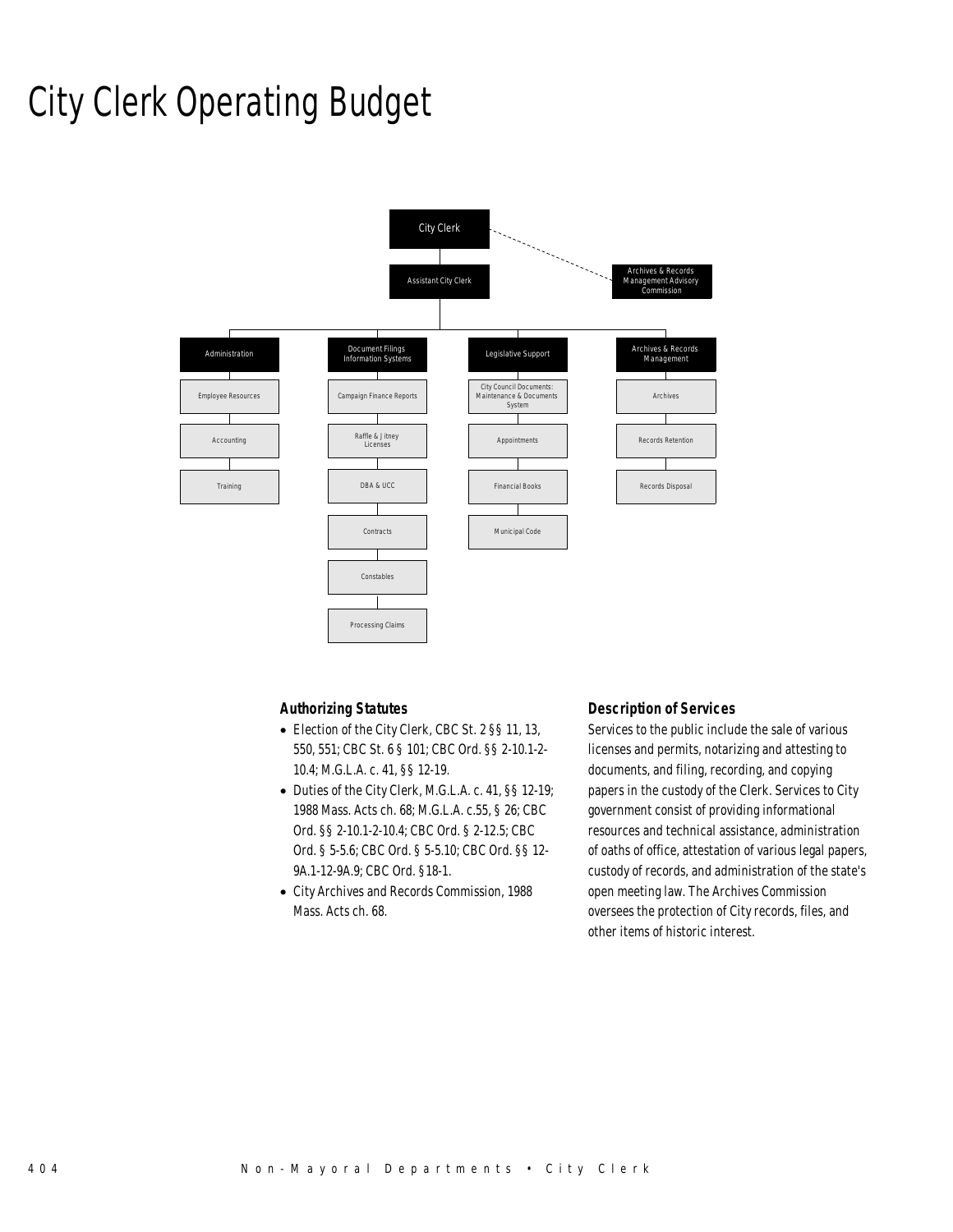# City Clerk Operating Budget

City Clerk

Assistant City Clerk

Archives & Records Management Advisory Commission

Administration
- Employee Resources
- Accounting
- Training

Document Filings Information Systems
- Campaign Finance Reports
- Raffle & Jitney Licenses
- DBA & UCC
- Contracts
- Constables
- Processing Claims

Legislative Support
- City Council Documents: Maintenance & Documents System
- Appointments
- Financial Books
- Municipal Code

Archives & Records Management
- Archives
- Records Retention
- Records Disposal

### Authorizing Statutes

- Election of the City Clerk, CBC St. 2 §§ 11, 13, 550, 551; CBC St. 6 § 101; CBC Ord. §§ 2-10.1-2-10.4; M.G.L.A. c. 41, §§ 12-19.
- Duties of the City Clerk, M.G.L.A. c. 41, §§ 12-19; 1988 Mass. Acts ch. 68; M.G.L.A. c.55, § 26; CBC Ord. §§ 2-10.1-2-10.4; CBC Ord. § 2-12.5; CBC Ord. § 5-5.6; CBC Ord. § 5-5.10; CBC Ord. §§ 12-9A.1-12-9A.9; CBC Ord. §18-1.
- City Archives and Records Commission, 1988 Mass. Acts ch. 68.

### Description of Services

Services to the public include the sale of various licenses and permits, notarizing and attesting to documents, and filing, recording, and copying papers in the custody of the Clerk. Services to City government consist of providing informational resources and technical assistance, administration of oaths of office, attestation of various legal papers, custody of records, and administration of the state's open meeting law. The Archives Commission oversees the protection of City records, files, and other items of historic interest.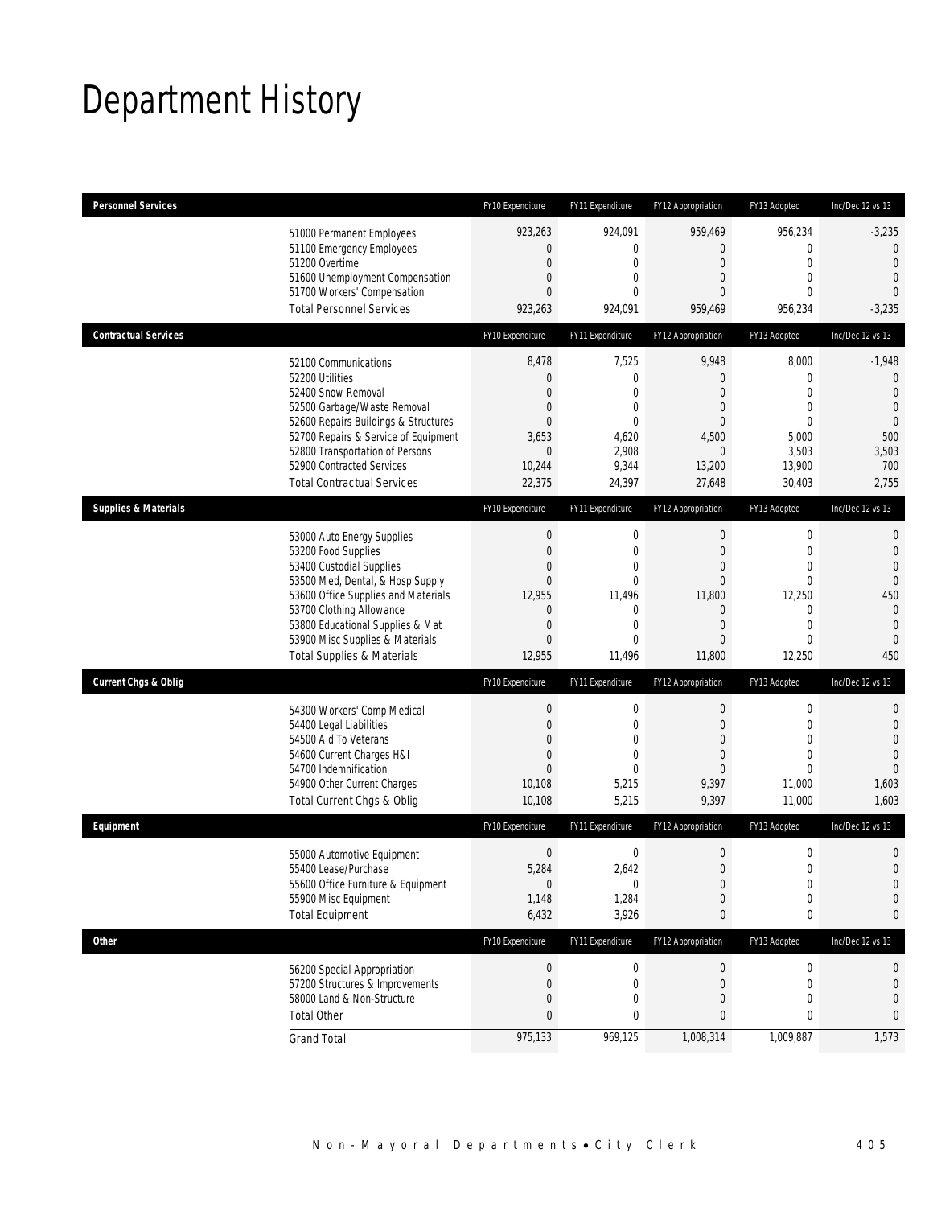# Department History

| Personnel Services | FY10 Expenditure | FY11 Expenditure | FY12 Appropriation | FY13 Adopted | Inc/Dec 12 vs 13 |
|---|---|---|---|---|---|
| 51000 Permanent Employees | 923,263 | 924,091 | 959,469 | 956,234 | -3,235 |
| 51100 Emergency Employees | 0 | 0 | 0 | 0 | 0 |
| 51200 Overtime | 0 | 0 | 0 | 0 | 0 |
| 51600 Unemployment Compensation | 0 | 0 | 0 | 0 | 0 |
| 51700 Workers' Compensation | 0 | 0 | 0 | 0 | 0 |
| Total Personnel Services | 923,263 | 924,091 | 959,469 | 956,234 | -3,235 |

| Contractual Services | FY10 Expenditure | FY11 Expenditure | FY12 Appropriation | FY13 Adopted | Inc/Dec 12 vs 13 |
|---|---|---|---|---|---|
| 52100 Communications | 8,478 | 7,525 | 9,948 | 8,000 | -1,948 |
| 52200 Utilities | 0 | 0 | 0 | 0 | 0 |
| 52400 Snow Removal | 0 | 0 | 0 | 0 | 0 |
| 52500 Garbage/Waste Removal | 0 | 0 | 0 | 0 | 0 |
| 52600 Repairs Buildings & Structures | 0 | 0 | 0 | 0 | 0 |
| 52700 Repairs & Service of Equipment | 3,653 | 4,620 | 4,500 | 5,000 | 500 |
| 52800 Transportation of Persons | 0 | 2,908 | 0 | 3,503 | 3,503 |
| 52900 Contracted Services | 10,244 | 9,344 | 13,200 | 13,900 | 700 |
| Total Contractual Services | 22,375 | 24,397 | 27,648 | 30,403 | 2,755 |

| Supplies & Materials | FY10 Expenditure | FY11 Expenditure | FY12 Appropriation | FY13 Adopted | Inc/Dec 12 vs 13 |
|---|---|---|---|---|---|
| 53000 Auto Energy Supplies | 0 | 0 | 0 | 0 | 0 |
| 53200 Food Supplies | 0 | 0 | 0 | 0 | 0 |
| 53400 Custodial Supplies | 0 | 0 | 0 | 0 | 0 |
| 53500 Med, Dental, & Hosp Supply | 0 | 0 | 0 | 0 | 0 |
| 53600 Office Supplies and Materials | 12,955 | 11,496 | 11,800 | 12,250 | 450 |
| 53700 Clothing Allowance | 0 | 0 | 0 | 0 | 0 |
| 53800 Educational Supplies & Mat | 0 | 0 | 0 | 0 | 0 |
| 53900 Misc Supplies & Materials | 0 | 0 | 0 | 0 | 0 |
| Total Supplies & Materials | 12,955 | 11,496 | 11,800 | 12,250 | 450 |

| Current Chgs & Oblig | FY10 Expenditure | FY11 Expenditure | FY12 Appropriation | FY13 Adopted | Inc/Dec 12 vs 13 |
|---|---|---|---|---|---|
| 54300 Workers' Comp Medical | 0 | 0 | 0 | 0 | 0 |
| 54400 Legal Liabilities | 0 | 0 | 0 | 0 | 0 |
| 54500 Aid To Veterans | 0 | 0 | 0 | 0 | 0 |
| 54600 Current Charges H&I | 0 | 0 | 0 | 0 | 0 |
| 54700 Indemnification | 0 | 0 | 0 | 0 | 0 |
| 54900 Other Current Charges | 10,108 | 5,215 | 9,397 | 11,000 | 1,603 |
| Total Current Chgs & Oblig | 10,108 | 5,215 | 9,397 | 11,000 | 1,603 |

| Equipment | FY10 Expenditure | FY11 Expenditure | FY12 Appropriation | FY13 Adopted | Inc/Dec 12 vs 13 |
|---|---|---|---|---|---|
| 55000 Automotive Equipment | 0 | 0 | 0 | 0 | 0 |
| 55400 Lease/Purchase | 5,284 | 2,642 | 0 | 0 | 0 |
| 55600 Office Furniture & Equipment | 0 | 0 | 0 | 0 | 0 |
| 55900 Misc Equipment | 1,148 | 1,284 | 0 | 0 | 0 |
| Total Equipment | 6,432 | 3,926 | 0 | 0 | 0 |

| Other | FY10 Expenditure | FY11 Expenditure | FY12 Appropriation | FY13 Adopted | Inc/Dec 12 vs 13 |
|---|---|---|---|---|---|
| 56200 Special Appropriation | 0 | 0 | 0 | 0 | 0 |
| 57200 Structures & Improvements | 0 | 0 | 0 | 0 | 0 |
| 58000 Land & Non-Structure | 0 | 0 | 0 | 0 | 0 |
| Total Other | 0 | 0 | 0 | 0 | 0 |
| Grand Total | 975,133 | 969,125 | 1,008,314 | 1,009,887 | 1,573 |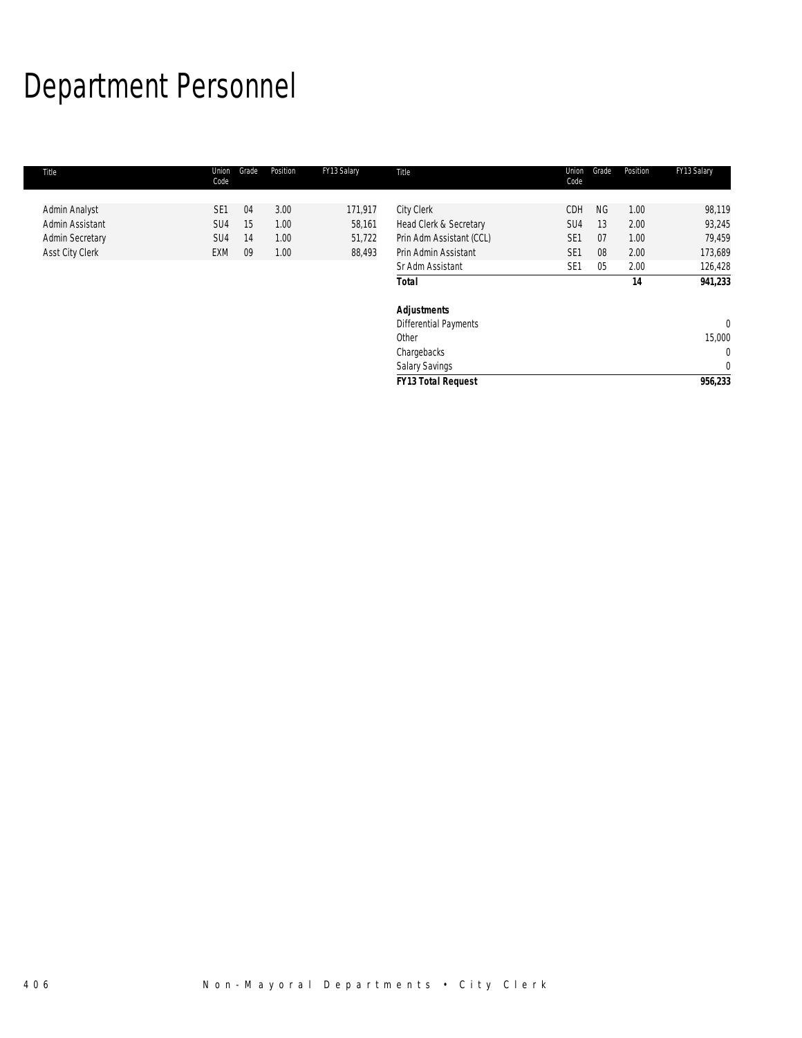# Department Personnel

| Title | Union Code | Grade | Position | FY13 Salary |
|---|---|---|---|---|
| Admin Analyst | SE1 | 04 | 3.00 | 171,917 |
| Admin Assistant | SU4 | 15 | 1.00 | 58,161 |
| Admin Secretary | SU4 | 14 | 1.00 | 51,722 |
| Asst City Clerk | EXM | 09 | 1.00 | 88,493 |
| City Clerk | CDH | NG | 1.00 | 98,119 |
| Head Clerk & Secretary | SU4 | 13 | 2.00 | 93,245 |
| Prin Adm Assistant (CCL) | SE1 | 07 | 1.00 | 79,459 |
| Prin Admin Assistant | SE1 | 08 | 2.00 | 173,689 |
| Sr Adm Assistant | SE1 | 05 | 2.00 | 126,428 |
| ***Total*** | | | **14** | **941,233** |
| | | | | |
| ***Adjustments*** | | | | |
| Differential Payments | | | | 0 |
| Other | | | | 15,000 |
| Chargebacks | | | | 0 |
| Salary Savings | | | | 0 |
| ***FY13 Total Request*** | | | | **956,233** |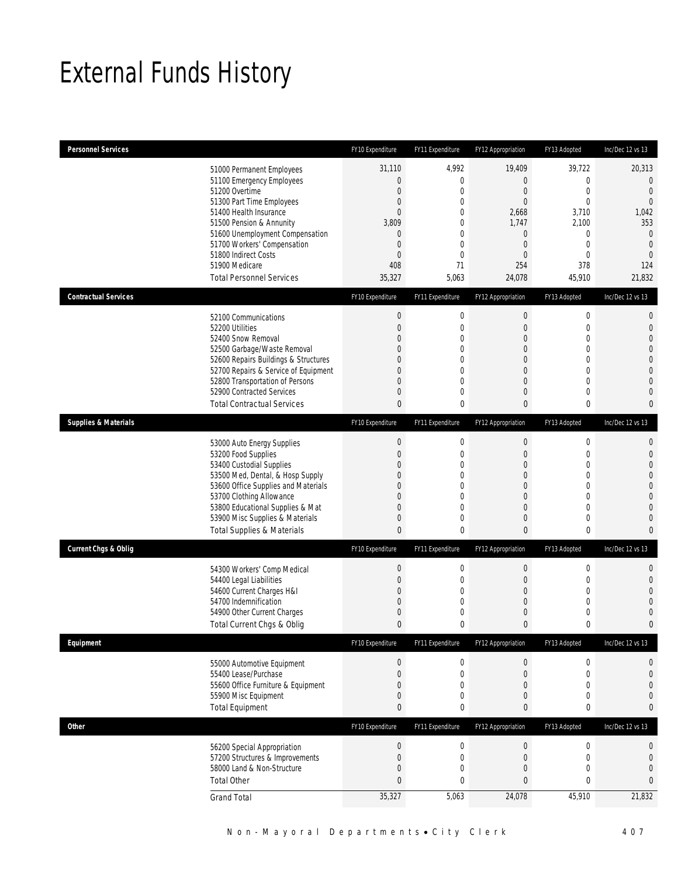# External Funds History

| Personnel Services | | FY10 Expenditure | FY11 Expenditure | FY12 Appropriation | FY13 Adopted | Inc/Dec 12 vs 13 |
|---|---|---|---|---|---|---|
| | 51000 Permanent Employees | 31,110 | 4,992 | 19,409 | 39,722 | 20,313 |
| | 51100 Emergency Employees | 0 | 0 | 0 | 0 | 0 |
| | 51200 Overtime | 0 | 0 | 0 | 0 | 0 |
| | 51300 Part Time Employees | 0 | 0 | 0 | 0 | 0 |
| | 51400 Health Insurance | 0 | 0 | 2,668 | 3,710 | 1,042 |
| | 51500 Pension & Annunity | 3,809 | 0 | 1,747 | 2,100 | 353 |
| | 51600 Unemployment Compensation | 0 | 0 | 0 | 0 | 0 |
| | 51700 Workers' Compensation | 0 | 0 | 0 | 0 | 0 |
| | 51800 Indirect Costs | 0 | 0 | 0 | 0 | 0 |
| | 51900 Medicare | 408 | 71 | 254 | 378 | 124 |
| | Total Personnel Services | 35,327 | 5,063 | 24,078 | 45,910 | 21,832 |

| Contractual Services | | FY10 Expenditure | FY11 Expenditure | FY12 Appropriation | FY13 Adopted | Inc/Dec 12 vs 13 |
|---|---|---|---|---|---|---|
| | 52100 Communications | 0 | 0 | 0 | 0 | 0 |
| | 52200 Utilities | 0 | 0 | 0 | 0 | 0 |
| | 52400 Snow Removal | 0 | 0 | 0 | 0 | 0 |
| | 52500 Garbage/Waste Removal | 0 | 0 | 0 | 0 | 0 |
| | 52600 Repairs Buildings & Structures | 0 | 0 | 0 | 0 | 0 |
| | 52700 Repairs & Service of Equipment | 0 | 0 | 0 | 0 | 0 |
| | 52800 Transportation of Persons | 0 | 0 | 0 | 0 | 0 |
| | 52900 Contracted Services | 0 | 0 | 0 | 0 | 0 |
| | Total Contractual Services | 0 | 0 | 0 | 0 | 0 |

| Supplies & Materials | | FY10 Expenditure | FY11 Expenditure | FY12 Appropriation | FY13 Adopted | Inc/Dec 12 vs 13 |
|---|---|---|---|---|---|---|
| | 53000 Auto Energy Supplies | 0 | 0 | 0 | 0 | 0 |
| | 53200 Food Supplies | 0 | 0 | 0 | 0 | 0 |
| | 53400 Custodial Supplies | 0 | 0 | 0 | 0 | 0 |
| | 53500 Med, Dental, & Hosp Supply | 0 | 0 | 0 | 0 | 0 |
| | 53600 Office Supplies and Materials | 0 | 0 | 0 | 0 | 0 |
| | 53700 Clothing Allowance | 0 | 0 | 0 | 0 | 0 |
| | 53800 Educational Supplies & Mat | 0 | 0 | 0 | 0 | 0 |
| | 53900 Misc Supplies & Materials | 0 | 0 | 0 | 0 | 0 |
| | Total Supplies & Materials | 0 | 0 | 0 | 0 | 0 |

| Current Chgs & Oblig | | FY10 Expenditure | FY11 Expenditure | FY12 Appropriation | FY13 Adopted | Inc/Dec 12 vs 13 |
|---|---|---|---|---|---|---|
| | 54300 Workers' Comp Medical | 0 | 0 | 0 | 0 | 0 |
| | 54400 Legal Liabilities | 0 | 0 | 0 | 0 | 0 |
| | 54600 Current Charges H&I | 0 | 0 | 0 | 0 | 0 |
| | 54700 Indemnification | 0 | 0 | 0 | 0 | 0 |
| | 54900 Other Current Charges | 0 | 0 | 0 | 0 | 0 |
| | Total Current Chgs & Oblig | 0 | 0 | 0 | 0 | 0 |

| Equipment | | FY10 Expenditure | FY11 Expenditure | FY12 Appropriation | FY13 Adopted | Inc/Dec 12 vs 13 |
|---|---|---|---|---|---|---|
| | 55000 Automotive Equipment | 0 | 0 | 0 | 0 | 0 |
| | 55400 Lease/Purchase | 0 | 0 | 0 | 0 | 0 |
| | 55600 Office Furniture & Equipment | 0 | 0 | 0 | 0 | 0 |
| | 55900 Misc Equipment | 0 | 0 | 0 | 0 | 0 |
| | Total Equipment | 0 | 0 | 0 | 0 | 0 |

| Other | | FY10 Expenditure | FY11 Expenditure | FY12 Appropriation | FY13 Adopted | Inc/Dec 12 vs 13 |
|---|---|---|---|---|---|---|
| | 56200 Special Appropriation | 0 | 0 | 0 | 0 | 0 |
| | 57200 Structures & Improvements | 0 | 0 | 0 | 0 | 0 |
| | 58000 Land & Non-Structure | 0 | 0 | 0 | 0 | 0 |
| | Total Other | 0 | 0 | 0 | 0 | 0 |
| | Grand Total | 35,327 | 5,063 | 24,078 | 45,910 | 21,832 |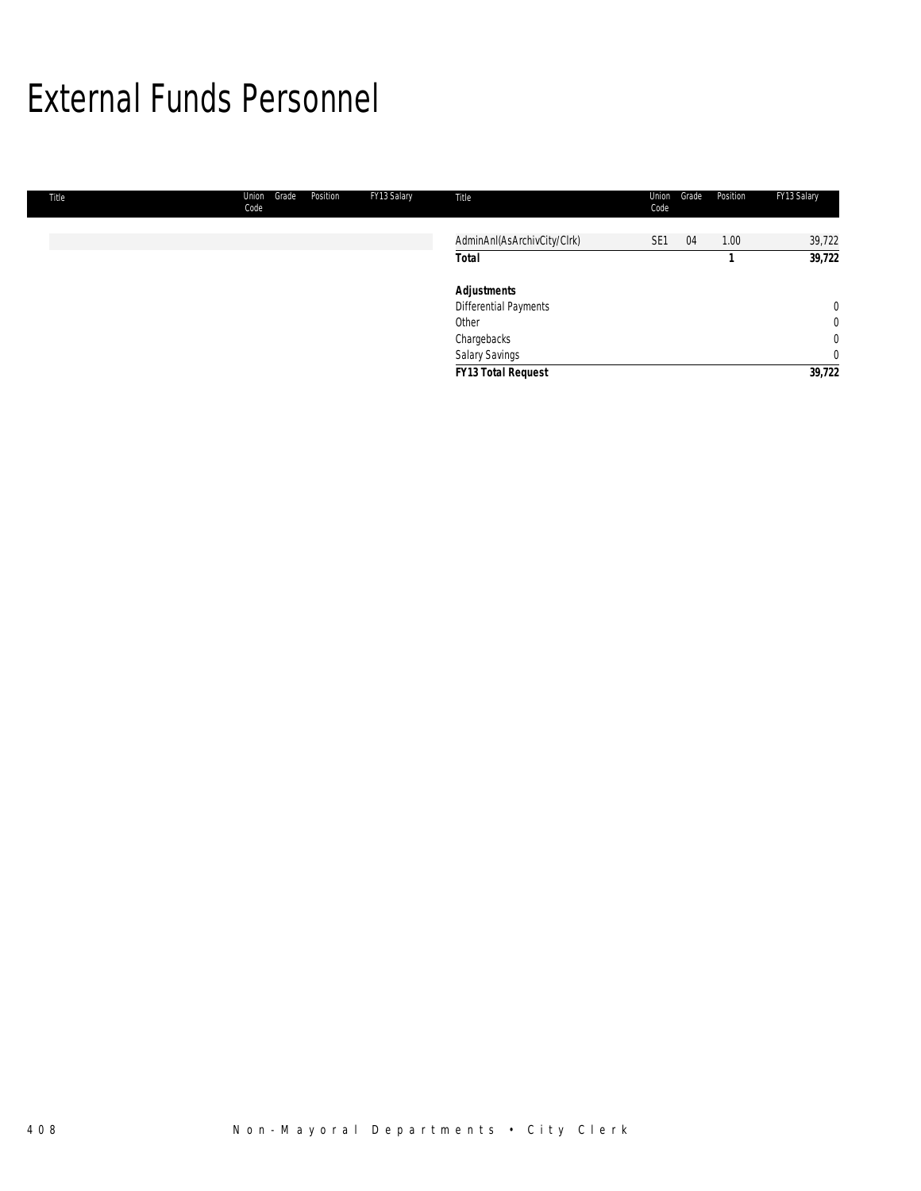# External Funds Personnel

| Title | Union Code | Grade | Position | FY13 Salary |
|---|---|---|---|---|
| AdminAnl(AsArchivCity/Clrk) | SE1 | 04 | 1.00 | 39,722 |
| **Total** | | | **1** | **39,722** |
| | | | | |
| ***Adjustments*** | | | | |
| Differential Payments | | | | 0 |
| Other | | | | 0 |
| Chargebacks | | | | 0 |
| Salary Savings | | | | 0 |
| ***FY13 Total Request*** | | | | **39,722** |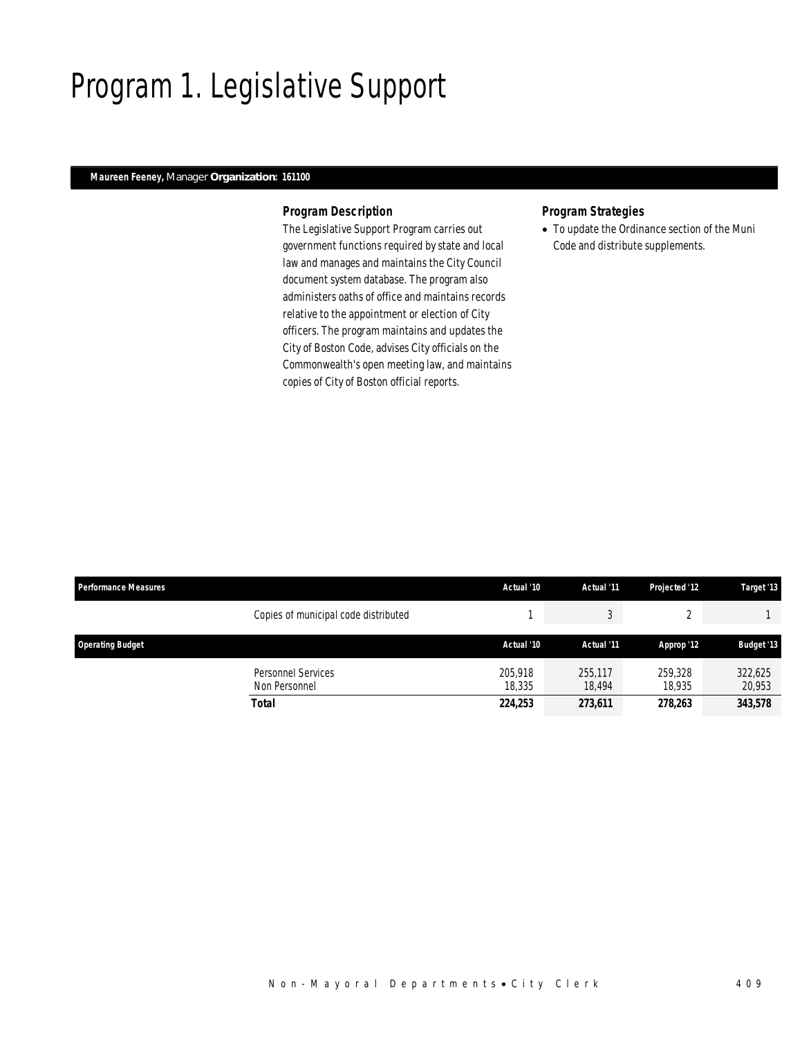# Program 1. Legislative Support

**Maureen Feeney,** Manager **Organization: 161100**

### *Program Description*

The Legislative Support Program carries out government functions required by state and local law and manages and maintains the City Council document system database. The program also administers oaths of office and maintains records relative to the appointment or election of City officers. The program maintains and updates the City of Boston Code, advises City officials on the Commonwealth's open meeting law, and maintains copies of City of Boston official reports.

### *Program Strategies*

- To update the Ordinance section of the Muni Code and distribute supplements.

| Performance Measures | | Actual '10 | Actual '11 | Projected '12 | Target '13 |
|---|---|---|---|---|---|
| | Copies of municipal code distributed | 1 | 3 | 2 | 1 |

| Operating Budget | | Actual '10 | Actual '11 | Approp '12 | Budget '13 |
|---|---|---|---|---|---|
| | Personnel Services | 205,918 | 255,117 | 259,328 | 322,625 |
| | Non Personnel | 18,335 | 18,494 | 18,935 | 20,953 |
| | **Total** | **224,253** | **273,611** | **278,263** | **343,578** |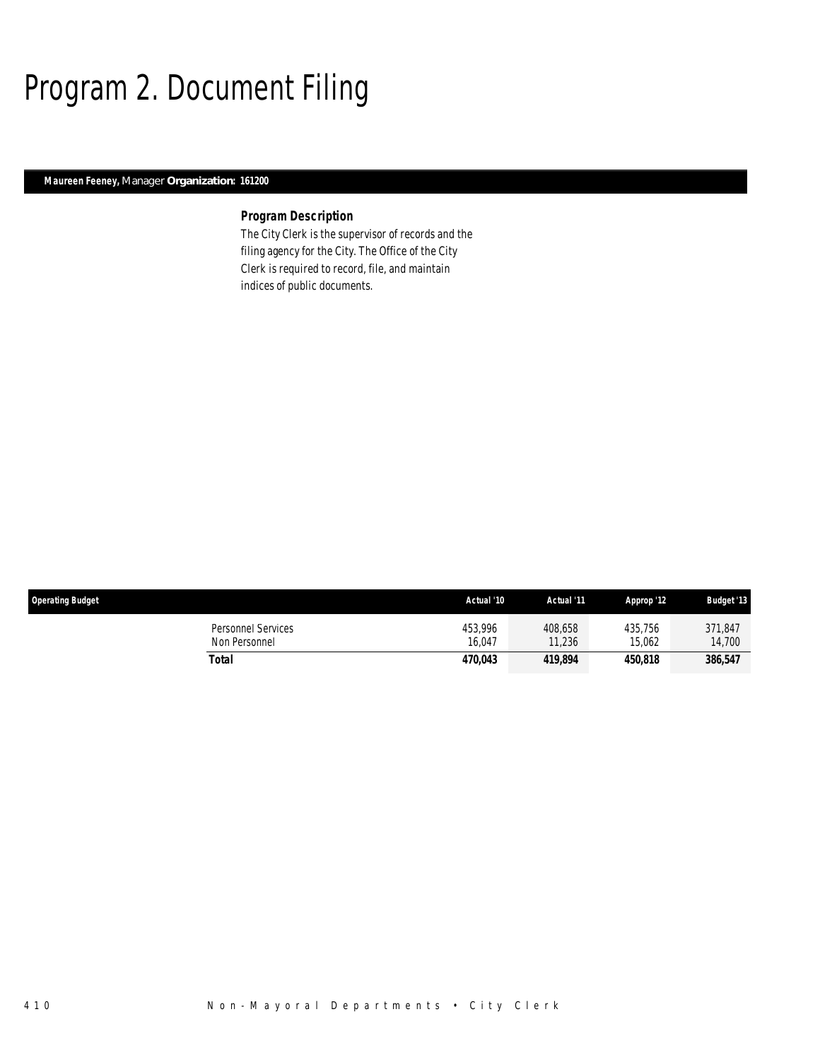# Program 2. Document Filing

**Maureen Feeney,** Manager **Organization: 161200**

### *Program Description*

*The City Clerk is the supervisor of records and the filing agency for the City. The Office of the City Clerk is required to record, file, and maintain indices of public documents.*

| Operating Budget | | Actual '10 | Actual '11 | Approp '12 | Budget '13 |
|---|---|---|---|---|---|
| | Personnel Services | 453,996 | 408,658 | 435,756 | 371,847 |
| | Non Personnel | 16,047 | 11,236 | 15,062 | 14,700 |
| | **Total** | **470,043** | **419,894** | **450,818** | **386,547** |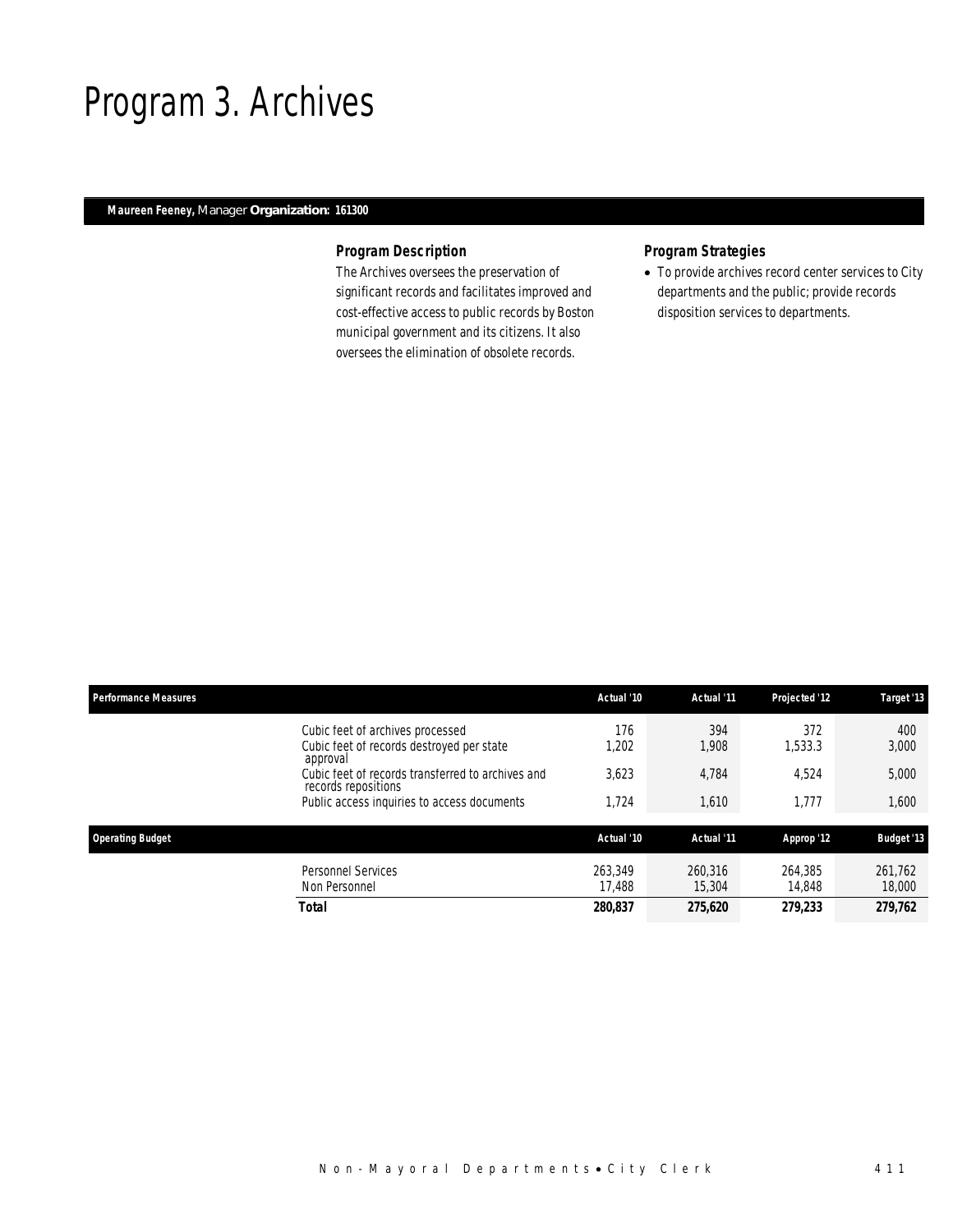# Program 3. Archives

**Maureen Feeney,** Manager **Organization: 161300**

### *Program Description*

The Archives oversees the preservation of significant records and facilitates improved and cost-effective access to public records by Boston municipal government and its citizens. It also oversees the elimination of obsolete records.

### *Program Strategies*

- To provide archives record center services to City departments and the public; provide records disposition services to departments.

| Performance Measures | Actual '10 | Actual '11 | Projected '12 | Target '13 |
|---|---|---|---|---|
| Cubic feet of archives processed | 176 | 394 | 372 | 400 |
| Cubic feet of records destroyed per state approval | 1,202 | 1,908 | 1,533.3 | 3,000 |
| Cubic feet of records transferred to archives and records repositions | 3,623 | 4,784 | 4,524 | 5,000 |
| Public access inquiries to access documents | 1,724 | 1,610 | 1,777 | 1,600 |

| Operating Budget | Actual '10 | Actual '11 | Approp '12 | Budget '13 |
|---|---|---|---|---|
| Personnel Services | 263,349 | 260,316 | 264,385 | 261,762 |
| Non Personnel | 17,488 | 15,304 | 14,848 | 18,000 |
| **Total** | **280,837** | **275,620** | **279,233** | **279,762** |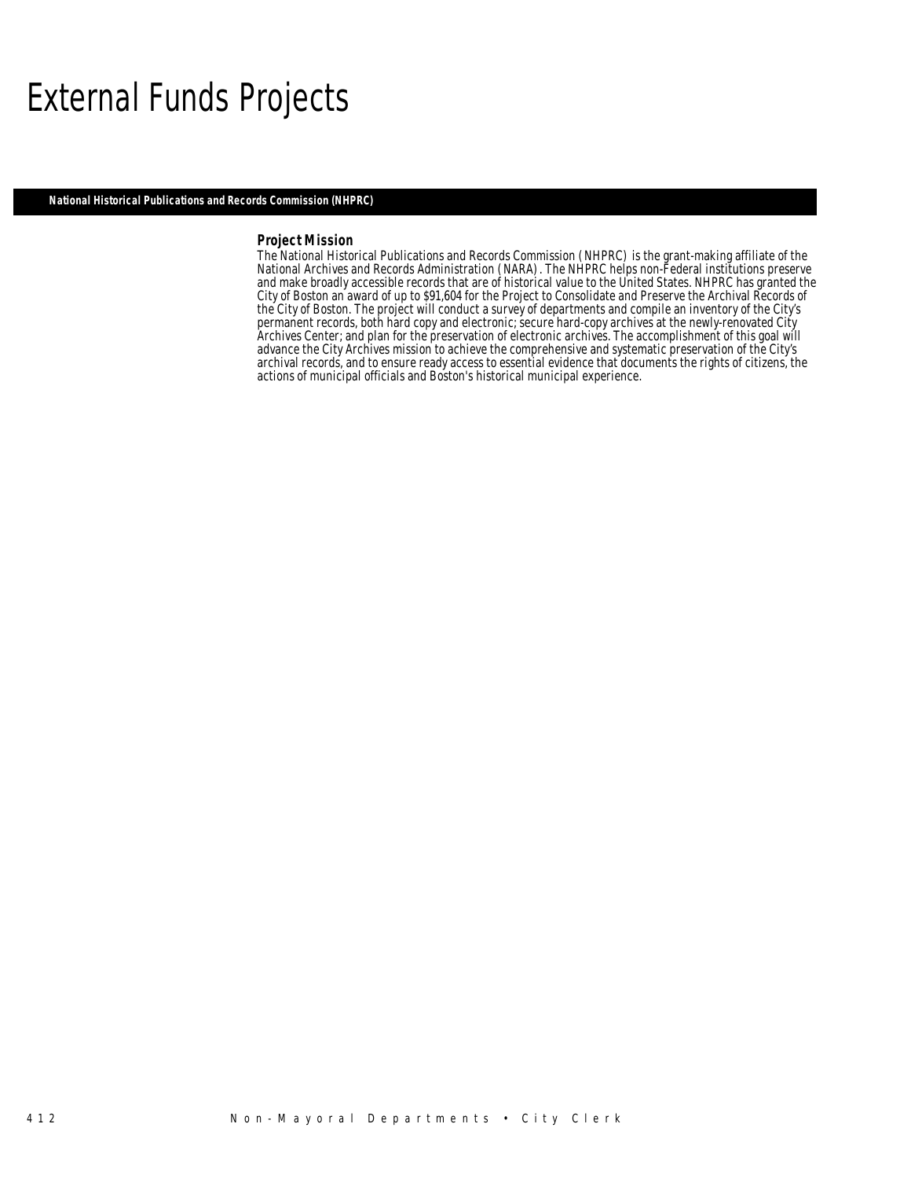# External Funds Projects

## National Historical Publications and Records Commission (NHPRC)

### Project Mission

The National Historical Publications and Records Commission (NHPRC) is the grant-making affiliate of the National Archives and Records Administration (NARA). The NHPRC helps non-Federal institutions preserve and make broadly accessible records that are of historical value to the United States. NHPRC has granted the City of Boston an award of up to $91,604 for the Project to Consolidate and Preserve the Archival Records of the City of Boston. The project will conduct a survey of departments and compile an inventory of the City's permanent records, both hard copy and electronic; secure hard-copy archives at the newly-renovated City Archives Center; and plan for the preservation of electronic archives. The accomplishment of this goal will advance the City Archives mission to achieve the comprehensive and systematic preservation of the City's archival records, and to ensure ready access to essential evidence that documents the rights of citizens, the actions of municipal officials and Boston's historical municipal experience.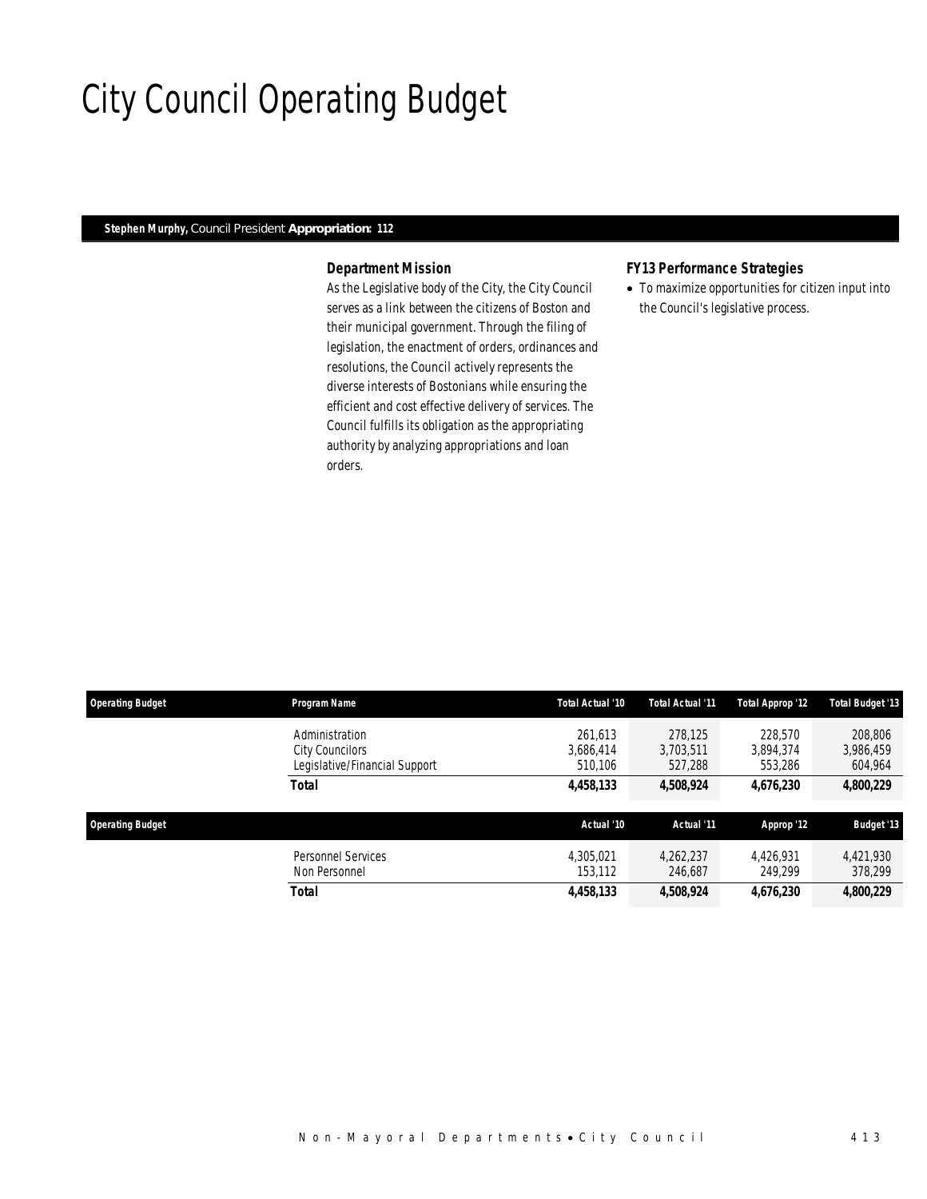# City Council Operating Budget

**Stephen Murphy,** Council President **Appropriation: 112**

### Department Mission

As the Legislative body of the City, the City Council serves as a link between the citizens of Boston and their municipal government. Through the filing of legislation, the enactment of orders, ordinances and resolutions, the Council actively represents the diverse interests of Bostonians while ensuring the efficient and cost effective delivery of services. The Council fulfills its obligation as the appropriating authority by analyzing appropriations and loan orders.

### FY13 Performance Strategies

- To maximize opportunities for citizen input into the Council's legislative process.

| Operating Budget | Program Name | Total Actual '10 | Total Actual '11 | Total Approp '12 | Total Budget '13 |
|---|---|---|---|---|---|
| | Administration | 261,613 | 278,125 | 228,570 | 208,806 |
| | City Councilors | 3,686,414 | 3,703,511 | 3,894,374 | 3,986,459 |
| | Legislative/Financial Support | 510,106 | 527,288 | 553,286 | 604,964 |
| | **Total** | **4,458,133** | **4,508,924** | **4,676,230** | **4,800,229** |

| Operating Budget | | Actual '10 | Actual '11 | Approp '12 | Budget '13 |
|---|---|---|---|---|---|
| | Personnel Services | 4,305,021 | 4,262,237 | 4,426,931 | 4,421,930 |
| | Non Personnel | 153,112 | 246,687 | 249,299 | 378,299 |
| | **Total** | **4,458,133** | **4,508,924** | **4,676,230** | **4,800,229** |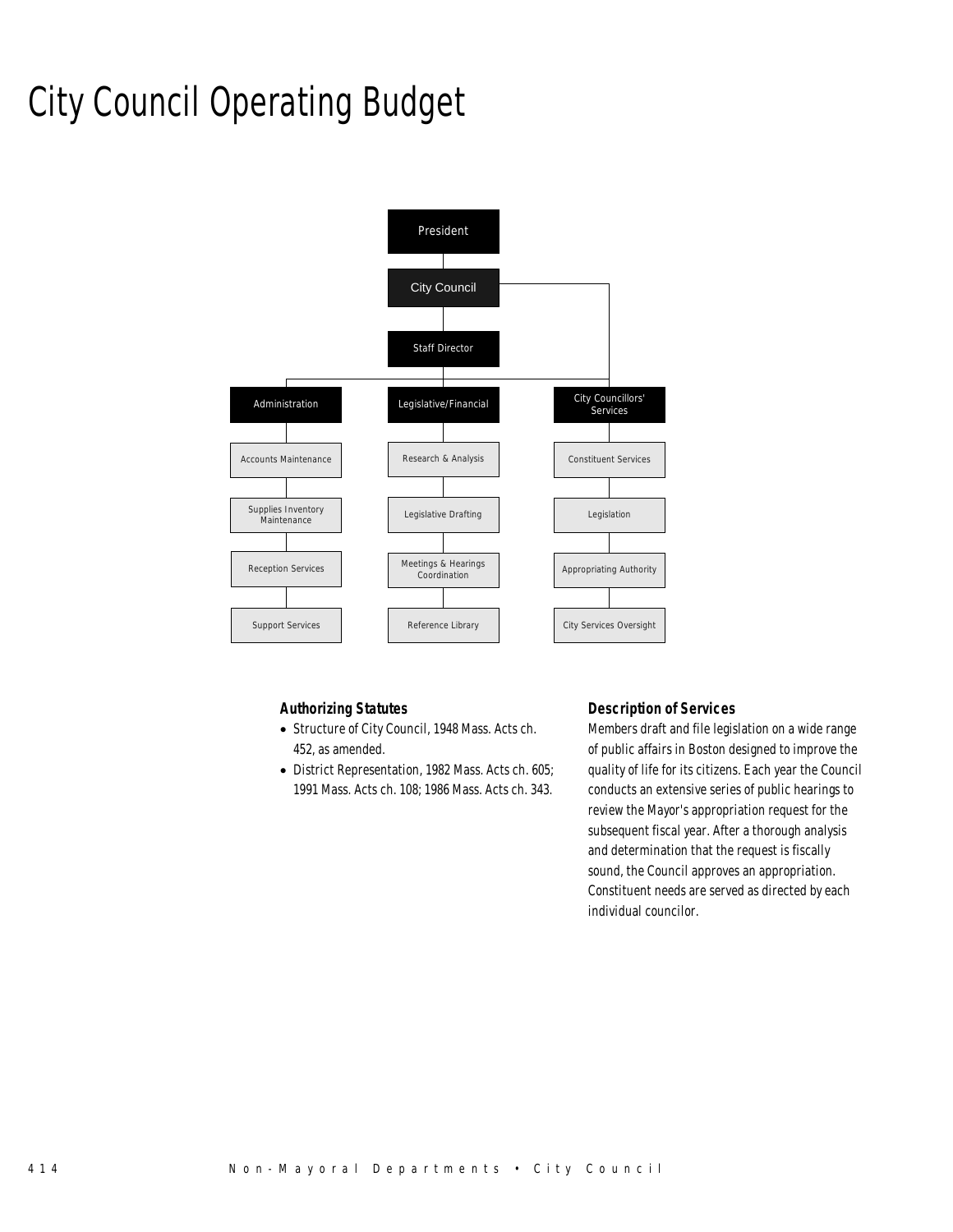# City Council Operating Budget

- President
  - City Council
    - Staff Director
      - Administration
        - Accounts Maintenance
        - Supplies Inventory Maintenance
        - Reception Services
        - Support Services
      - Legislative/Financial
        - Research & Analysis
        - Legislative Drafting
        - Meetings & Hearings Coordination
        - Reference Library
    - City Councillors' Services
      - Constituent Services
      - Legislation
      - Appropriating Authority
      - City Services Oversight

### Authorizing Statutes

- Structure of City Council, 1948 Mass. Acts ch. 452, as amended.
- District Representation, 1982 Mass. Acts ch. 605; 1991 Mass. Acts ch. 108; 1986 Mass. Acts ch. 343.

### Description of Services

Members draft and file legislation on a wide range of public affairs in Boston designed to improve the quality of life for its citizens. Each year the Council conducts an extensive series of public hearings to review the Mayor's appropriation request for the subsequent fiscal year. After a thorough analysis and determination that the request is fiscally sound, the Council approves an appropriation. Constituent needs are served as directed by each individual councilor.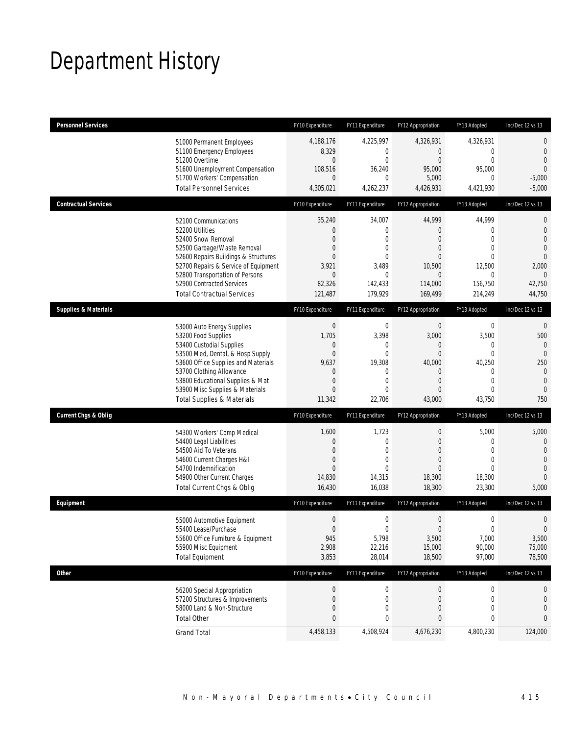# Department History

| Personnel Services | FY10 Expenditure | FY11 Expenditure | FY12 Appropriation | FY13 Adopted | Inc/Dec 12 vs 13 |
|---|---|---|---|---|---|
| 51000 Permanent Employees | 4,188,176 | 4,225,997 | 4,326,931 | 4,326,931 | 0 |
| 51100 Emergency Employees | 8,329 | 0 | 0 | 0 | 0 |
| 51200 Overtime | 0 | 0 | 0 | 0 | 0 |
| 51600 Unemployment Compensation | 108,516 | 36,240 | 95,000 | 95,000 | 0 |
| 51700 Workers' Compensation | 0 | 0 | 5,000 | 0 | -5,000 |
| Total Personnel Services | 4,305,021 | 4,262,237 | 4,426,931 | 4,421,930 | -5,000 |

| Contractual Services | FY10 Expenditure | FY11 Expenditure | FY12 Appropriation | FY13 Adopted | Inc/Dec 12 vs 13 |
|---|---|---|---|---|---|
| 52100 Communications | 35,240 | 34,007 | 44,999 | 44,999 | 0 |
| 52200 Utilities | 0 | 0 | 0 | 0 | 0 |
| 52400 Snow Removal | 0 | 0 | 0 | 0 | 0 |
| 52500 Garbage/Waste Removal | 0 | 0 | 0 | 0 | 0 |
| 52600 Repairs Buildings & Structures | 0 | 0 | 0 | 0 | 0 |
| 52700 Repairs & Service of Equipment | 3,921 | 3,489 | 10,500 | 12,500 | 2,000 |
| 52800 Transportation of Persons | 0 | 0 | 0 | 0 | 0 |
| 52900 Contracted Services | 82,326 | 142,433 | 114,000 | 156,750 | 42,750 |
| Total Contractual Services | 121,487 | 179,929 | 169,499 | 214,249 | 44,750 |

| Supplies & Materials | FY10 Expenditure | FY11 Expenditure | FY12 Appropriation | FY13 Adopted | Inc/Dec 12 vs 13 |
|---|---|---|---|---|---|
| 53000 Auto Energy Supplies | 0 | 0 | 0 | 0 | 0 |
| 53200 Food Supplies | 1,705 | 3,398 | 3,000 | 3,500 | 500 |
| 53400 Custodial Supplies | 0 | 0 | 0 | 0 | 0 |
| 53500 Med, Dental, & Hosp Supply | 0 | 0 | 0 | 0 | 0 |
| 53600 Office Supplies and Materials | 9,637 | 19,308 | 40,000 | 40,250 | 250 |
| 53700 Clothing Allowance | 0 | 0 | 0 | 0 | 0 |
| 53800 Educational Supplies & Mat | 0 | 0 | 0 | 0 | 0 |
| 53900 Misc Supplies & Materials | 0 | 0 | 0 | 0 | 0 |
| Total Supplies & Materials | 11,342 | 22,706 | 43,000 | 43,750 | 750 |

| Current Chgs & Oblig | FY10 Expenditure | FY11 Expenditure | FY12 Appropriation | FY13 Adopted | Inc/Dec 12 vs 13 |
|---|---|---|---|---|---|
| 54300 Workers' Comp Medical | 1,600 | 1,723 | 0 | 5,000 | 5,000 |
| 54400 Legal Liabilities | 0 | 0 | 0 | 0 | 0 |
| 54500 Aid To Veterans | 0 | 0 | 0 | 0 | 0 |
| 54600 Current Charges H&I | 0 | 0 | 0 | 0 | 0 |
| 54700 Indemnification | 0 | 0 | 0 | 0 | 0 |
| 54900 Other Current Charges | 14,830 | 14,315 | 18,300 | 18,300 | 0 |
| Total Current Chgs & Oblig | 16,430 | 16,038 | 18,300 | 23,300 | 5,000 |

| Equipment | FY10 Expenditure | FY11 Expenditure | FY12 Appropriation | FY13 Adopted | Inc/Dec 12 vs 13 |
|---|---|---|---|---|---|
| 55000 Automotive Equipment | 0 | 0 | 0 | 0 | 0 |
| 55400 Lease/Purchase | 0 | 0 | 0 | 0 | 0 |
| 55600 Office Furniture & Equipment | 945 | 5,798 | 3,500 | 7,000 | 3,500 |
| 55900 Misc Equipment | 2,908 | 22,216 | 15,000 | 90,000 | 75,000 |
| Total Equipment | 3,853 | 28,014 | 18,500 | 97,000 | 78,500 |

| Other | FY10 Expenditure | FY11 Expenditure | FY12 Appropriation | FY13 Adopted | Inc/Dec 12 vs 13 |
|---|---|---|---|---|---|
| 56200 Special Appropriation | 0 | 0 | 0 | 0 | 0 |
| 57200 Structures & Improvements | 0 | 0 | 0 | 0 | 0 |
| 58000 Land & Non-Structure | 0 | 0 | 0 | 0 | 0 |
| Total Other | 0 | 0 | 0 | 0 | 0 |
| Grand Total | 4,458,133 | 4,508,924 | 4,676,230 | 4,800,230 | 124,000 |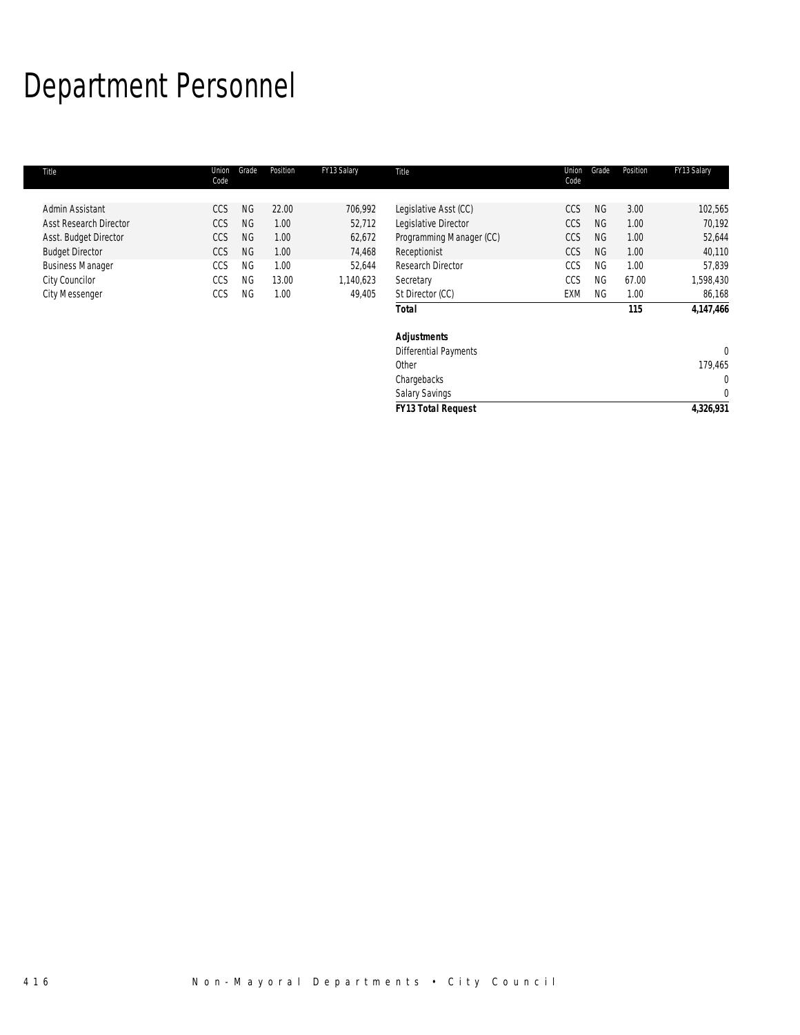# Department Personnel

| Title | Union Code | Grade | Position | FY13 Salary | Title | Union Code | Grade | Position | FY13 Salary |
|---|---|---|---|---|---|---|---|---|---|
| Admin Assistant | CCS | NG | 22.00 | 706,992 | Legislative Asst (CC) | CCS | NG | 3.00 | 102,565 |
| Asst Research Director | CCS | NG | 1.00 | 52,712 | Legislative Director | CCS | NG | 1.00 | 70,192 |
| Asst. Budget Director | CCS | NG | 1.00 | 62,672 | Programming Manager (CC) | CCS | NG | 1.00 | 52,644 |
| Budget Director | CCS | NG | 1.00 | 74,468 | Receptionist | CCS | NG | 1.00 | 40,110 |
| Business Manager | CCS | NG | 1.00 | 52,644 | Research Director | CCS | NG | 1.00 | 57,839 |
| City Councilor | CCS | NG | 13.00 | 1,140,623 | Secretary | CCS | NG | 67.00 | 1,598,430 |
| City Messenger | CCS | NG | 1.00 | 49,405 | St Director (CC) | EXM | NG | 1.00 | 86,168 |
| | | | | | **Total** | | | **115** | **4,147,466** |
| | | | | | ***Adjustments*** | | | | |
| | | | | | Differential Payments | | | | 0 |
| | | | | | Other | | | | 179,465 |
| | | | | | Chargebacks | | | | 0 |
| | | | | | Salary Savings | | | | 0 |
| | | | | | ***FY13 Total Request*** | | | | ***4,326,931*** |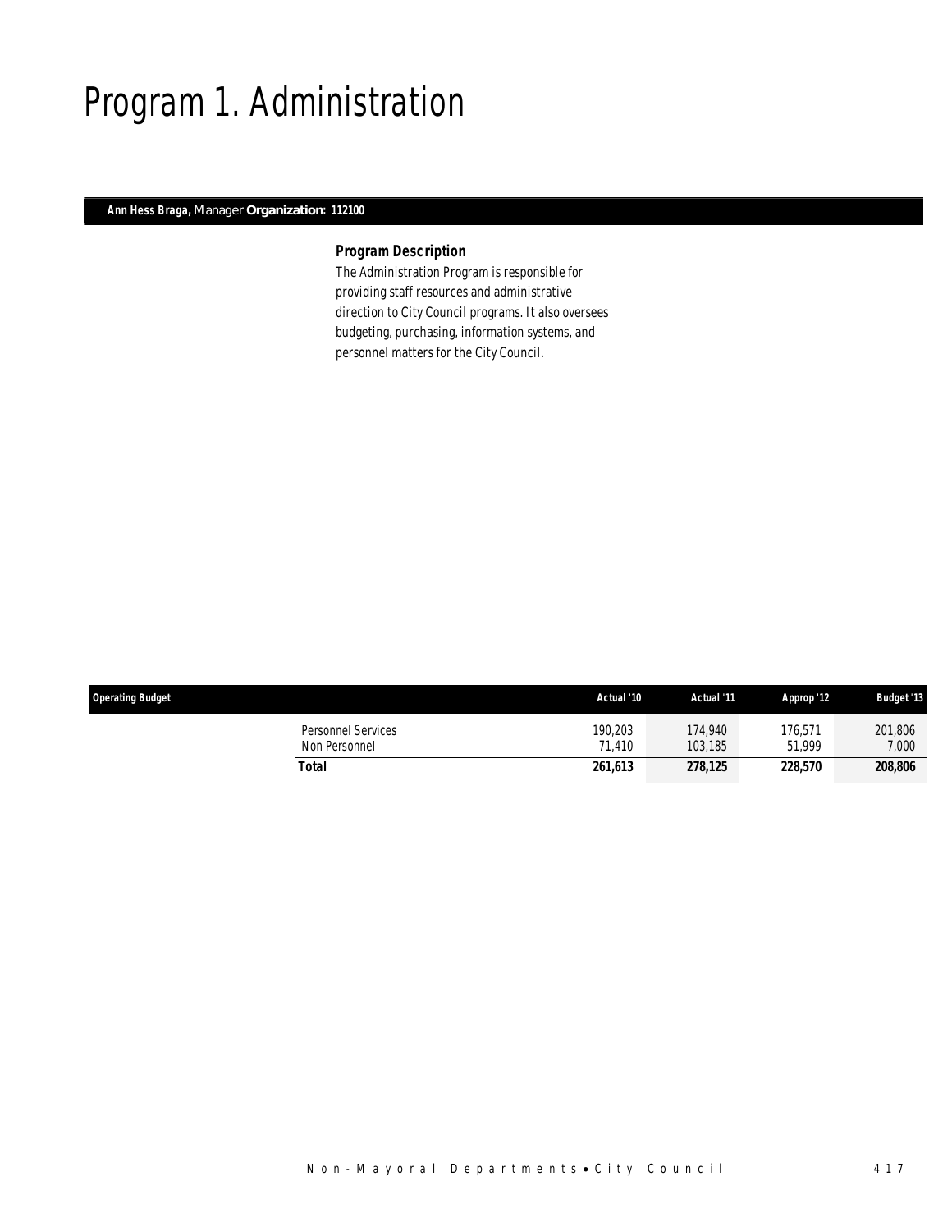# Program 1. Administration

***Ann Hess Braga,*** *Manager* ***Organization: 112100***

### *Program Description*

*The Administration Program is responsible for providing staff resources and administrative direction to City Council programs. It also oversees budgeting, purchasing, information systems, and personnel matters for the City Council.*

| Operating Budget | | Actual '10 | Actual '11 | Approp '12 | Budget '13 |
|---|---|---|---|---|---|
| | Personnel Services | 190,203 | 174,940 | 176,571 | 201,806 |
| | Non Personnel | 71,410 | 103,185 | 51,999 | 7,000 |
| | **Total** | **261,613** | **278,125** | **228,570** | **208,806** |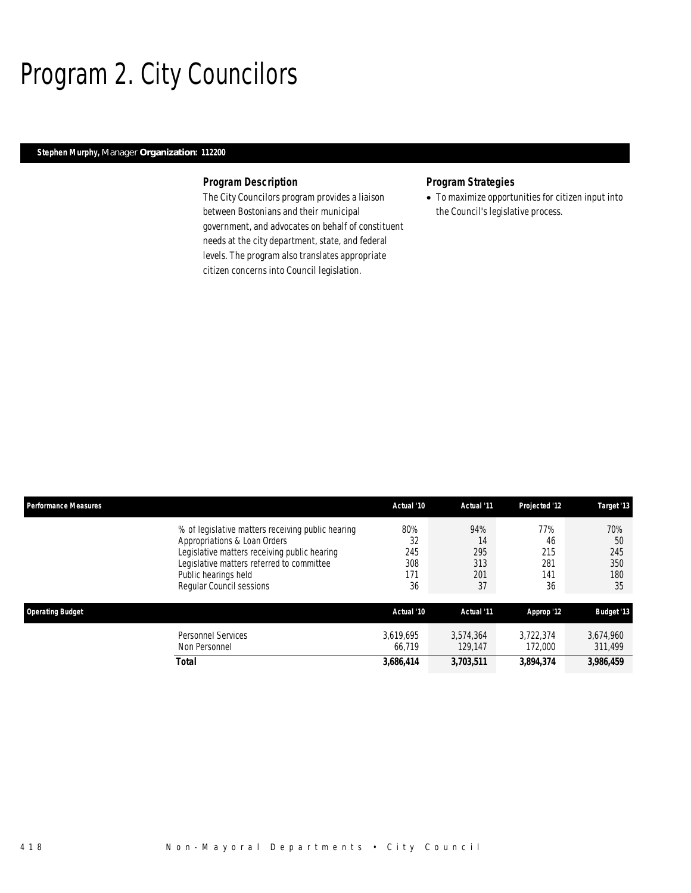# Program 2. City Councilors

**Stephen Murphy,** Manager **Organization: 112200**

### Program Description

The City Councilors program provides a liaison between Bostonians and their municipal government, and advocates on behalf of constituent needs at the city department, state, and federal levels. The program also translates appropriate citizen concerns into Council legislation.

### Program Strategies

- To maximize opportunities for citizen input into the Council's legislative process.

| Performance Measures | Actual '10 | Actual '11 | Projected '12 | Target '13 |
|---|---|---|---|---|
| % of legislative matters receiving public hearing | 80% | 94% | 77% | 70% |
| Appropriations & Loan Orders | 32 | 14 | 46 | 50 |
| Legislative matters receiving public hearing | 245 | 295 | 215 | 245 |
| Legislative matters referred to committee | 308 | 313 | 281 | 350 |
| Public hearings held | 171 | 201 | 141 | 180 |
| Regular Council sessions | 36 | 37 | 36 | 35 |

| Operating Budget | Actual '10 | Actual '11 | Approp '12 | Budget '13 |
|---|---|---|---|---|
| Personnel Services | 3,619,695 | 3,574,364 | 3,722,374 | 3,674,960 |
| Non Personnel | 66,719 | 129,147 | 172,000 | 311,499 |
| **Total** | **3,686,414** | **3,703,511** | **3,894,374** | **3,986,459** |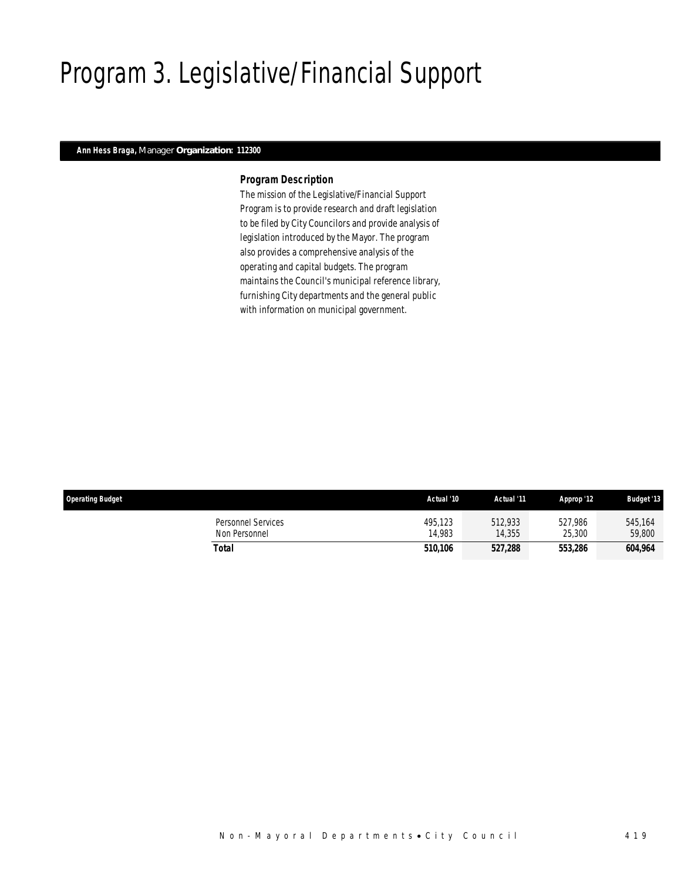# Program 3. Legislative/Financial Support

***Ann Hess Braga,*** *Manager* ***Organization: 112300***

### *Program Description*

The mission of the Legislative/Financial Support Program is to provide research and draft legislation to be filed by City Councilors and provide analysis of legislation introduced by the Mayor. The program also provides a comprehensive analysis of the operating and capital budgets. The program maintains the Council's municipal reference library, furnishing City departments and the general public with information on municipal government.

| Operating Budget | | Actual '10 | Actual '11 | Approp '12 | Budget '13 |
|---|---|---|---|---|---|
| | Personnel Services | 495,123 | 512,933 | 527,986 | 545,164 |
| | Non Personnel | 14,983 | 14,355 | 25,300 | 59,800 |
| | **Total** | **510,106** | **527,288** | **553,286** | **604,964** |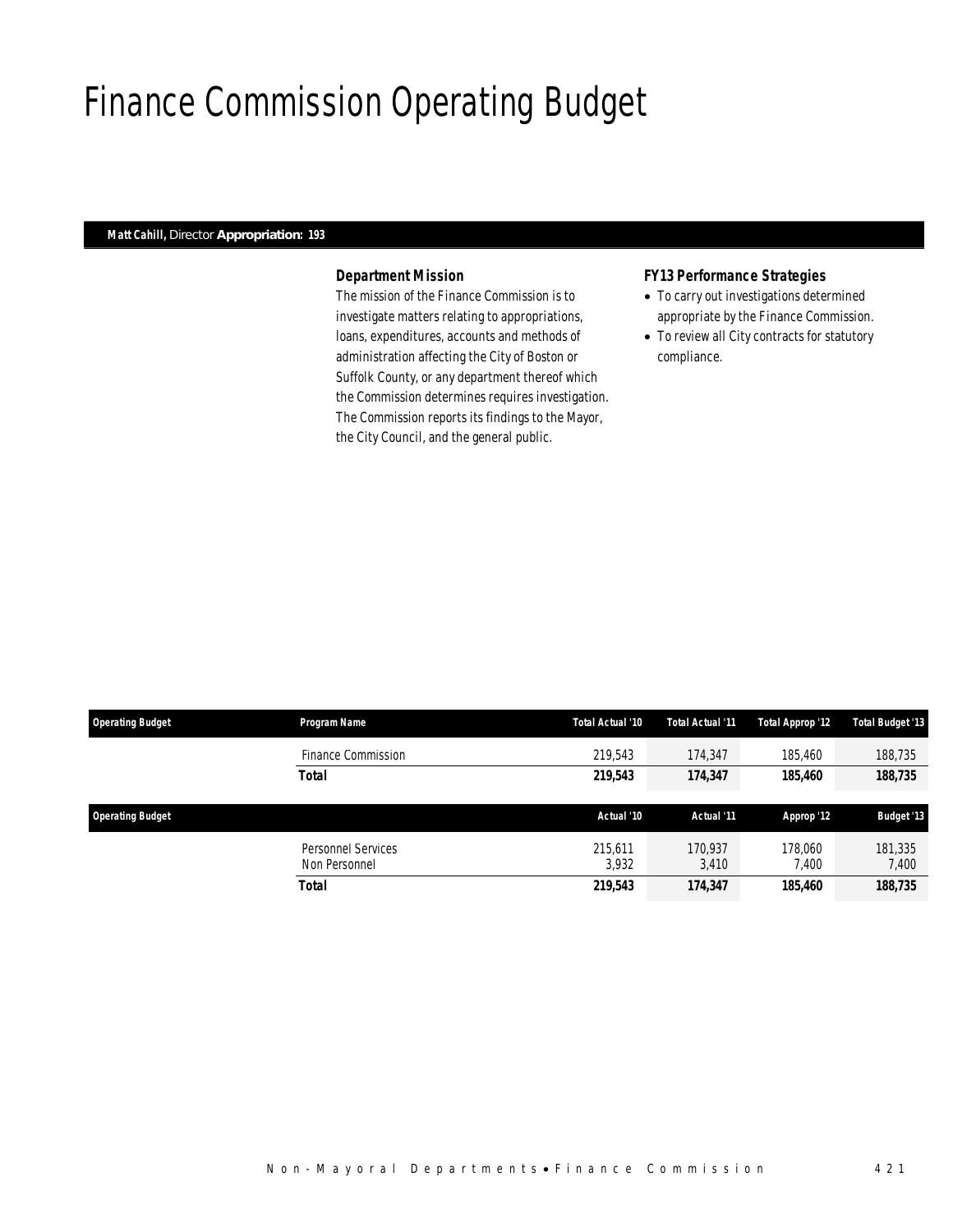# Finance Commission Operating Budget

**Matt Cahill,** Director **Appropriation: 193**

### Department Mission

The mission of the Finance Commission is to investigate matters relating to appropriations, loans, expenditures, accounts and methods of administration affecting the City of Boston or Suffolk County, or any department thereof which the Commission determines requires investigation. The Commission reports its findings to the Mayor, the City Council, and the general public.

### FY13 Performance Strategies

- To carry out investigations determined appropriate by the Finance Commission.
- To review all City contracts for statutory compliance.

| Operating Budget | Program Name | Total Actual '10 | Total Actual '11 | Total Approp '12 | Total Budget '13 |
|---|---|---|---|---|---|
| | Finance Commission | 219,543 | 174,347 | 185,460 | 188,735 |
| | **Total** | **219,543** | **174,347** | **185,460** | **188,735** |

| Operating Budget | | Actual '10 | Actual '11 | Approp '12 | Budget '13 |
|---|---|---|---|---|---|
| | Personnel Services | 215,611 | 170,937 | 178,060 | 181,335 |
| | Non Personnel | 3,932 | 3,410 | 7,400 | 7,400 |
| | **Total** | **219,543** | **174,347** | **185,460** | **188,735** |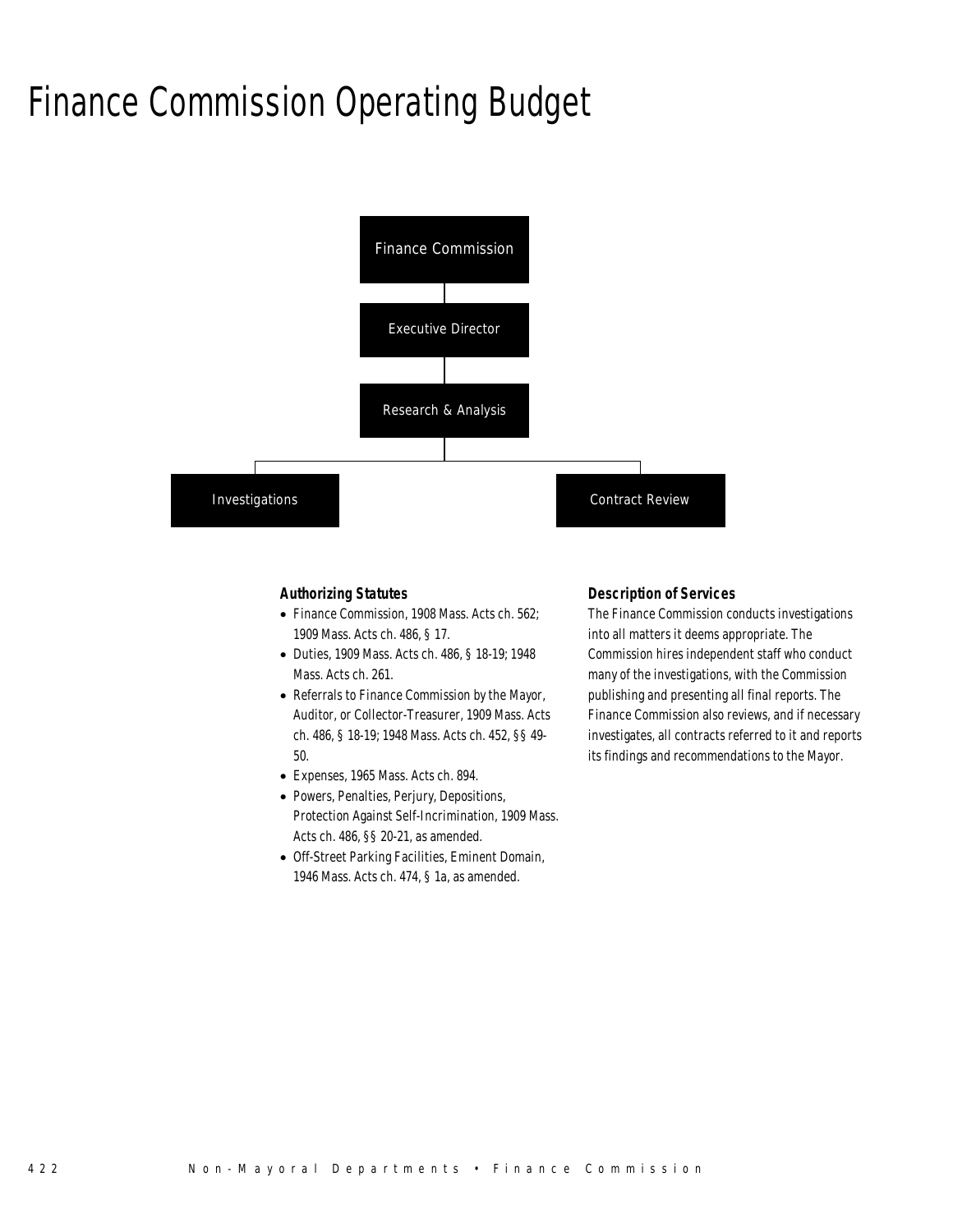# Finance Commission Operating Budget

Finance Commission

Executive Director

Research & Analysis

Investigations

Contract Review

### Authorizing Statutes

- Finance Commission, 1908 Mass. Acts ch. 562; 1909 Mass. Acts ch. 486, § 17.
- Duties, 1909 Mass. Acts ch. 486, § 18-19; 1948 Mass. Acts ch. 261.
- Referrals to Finance Commission by the Mayor, Auditor, or Collector-Treasurer, 1909 Mass. Acts ch. 486, § 18-19; 1948 Mass. Acts ch. 452, §§ 49-50.
- Expenses, 1965 Mass. Acts ch. 894.
- Powers, Penalties, Perjury, Depositions, Protection Against Self-Incrimination, 1909 Mass. Acts ch. 486, §§ 20-21, as amended.
- Off-Street Parking Facilities, Eminent Domain, 1946 Mass. Acts ch. 474, § 1a, as amended.

### Description of Services

The Finance Commission conducts investigations into all matters it deems appropriate. The Commission hires independent staff who conduct many of the investigations, with the Commission publishing and presenting all final reports. The Finance Commission also reviews, and if necessary investigates, all contracts referred to it and reports its findings and recommendations to the Mayor.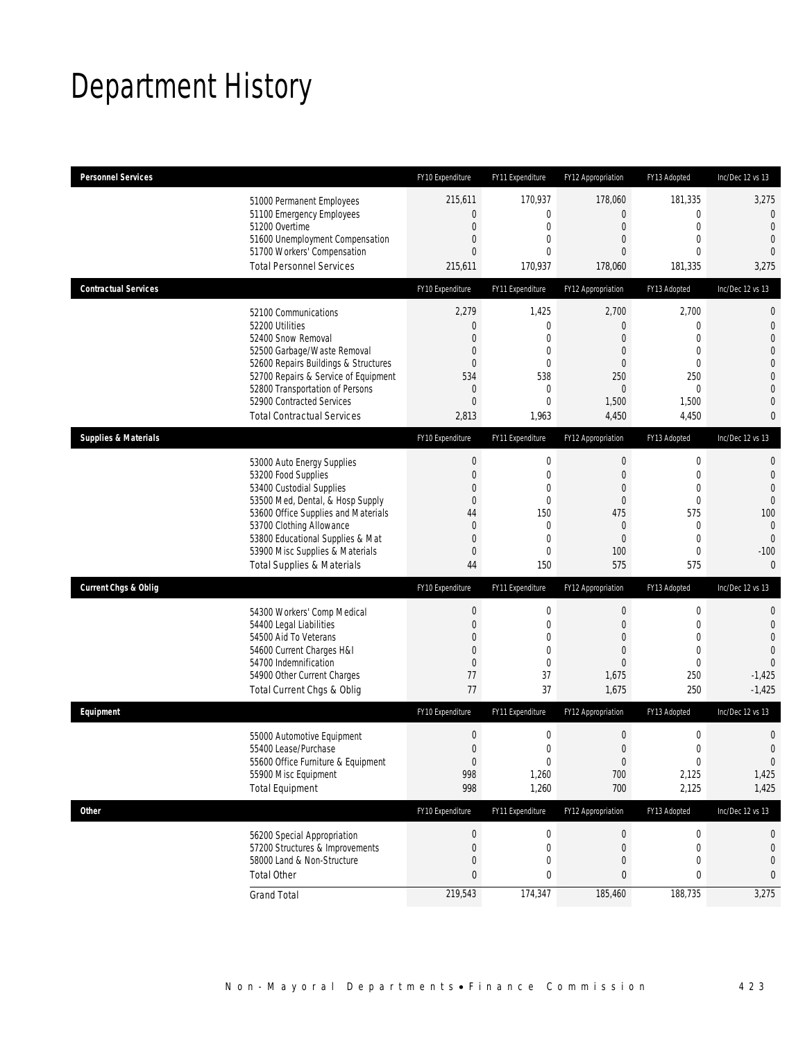# Department History

| Personnel Services | FY10 Expenditure | FY11 Expenditure | FY12 Appropriation | FY13 Adopted | Inc/Dec 12 vs 13 |
|---|---|---|---|---|---|
| 51000 Permanent Employees | 215,611 | 170,937 | 178,060 | 181,335 | 3,275 |
| 51100 Emergency Employees | 0 | 0 | 0 | 0 | 0 |
| 51200 Overtime | 0 | 0 | 0 | 0 | 0 |
| 51600 Unemployment Compensation | 0 | 0 | 0 | 0 | 0 |
| 51700 Workers' Compensation | 0 | 0 | 0 | 0 | 0 |
| Total Personnel Services | 215,611 | 170,937 | 178,060 | 181,335 | 3,275 |

| Contractual Services | FY10 Expenditure | FY11 Expenditure | FY12 Appropriation | FY13 Adopted | Inc/Dec 12 vs 13 |
|---|---|---|---|---|---|
| 52100 Communications | 2,279 | 1,425 | 2,700 | 2,700 | 0 |
| 52200 Utilities | 0 | 0 | 0 | 0 | 0 |
| 52400 Snow Removal | 0 | 0 | 0 | 0 | 0 |
| 52500 Garbage/Waste Removal | 0 | 0 | 0 | 0 | 0 |
| 52600 Repairs Buildings & Structures | 0 | 0 | 0 | 0 | 0 |
| 52700 Repairs & Service of Equipment | 534 | 538 | 250 | 250 | 0 |
| 52800 Transportation of Persons | 0 | 0 | 0 | 0 | 0 |
| 52900 Contracted Services | 0 | 0 | 1,500 | 1,500 | 0 |
| Total Contractual Services | 2,813 | 1,963 | 4,450 | 4,450 | 0 |

| Supplies & Materials | FY10 Expenditure | FY11 Expenditure | FY12 Appropriation | FY13 Adopted | Inc/Dec 12 vs 13 |
|---|---|---|---|---|---|
| 53000 Auto Energy Supplies | 0 | 0 | 0 | 0 | 0 |
| 53200 Food Supplies | 0 | 0 | 0 | 0 | 0 |
| 53400 Custodial Supplies | 0 | 0 | 0 | 0 | 0 |
| 53500 Med, Dental, & Hosp Supply | 0 | 0 | 0 | 0 | 0 |
| 53600 Office Supplies and Materials | 44 | 150 | 475 | 575 | 100 |
| 53700 Clothing Allowance | 0 | 0 | 0 | 0 | 0 |
| 53800 Educational Supplies & Mat | 0 | 0 | 0 | 0 | 0 |
| 53900 Misc Supplies & Materials | 0 | 0 | 100 | 0 | -100 |
| Total Supplies & Materials | 44 | 150 | 575 | 575 | 0 |

| Current Chgs & Oblig | FY10 Expenditure | FY11 Expenditure | FY12 Appropriation | FY13 Adopted | Inc/Dec 12 vs 13 |
|---|---|---|---|---|---|
| 54300 Workers' Comp Medical | 0 | 0 | 0 | 0 | 0 |
| 54400 Legal Liabilities | 0 | 0 | 0 | 0 | 0 |
| 54500 Aid To Veterans | 0 | 0 | 0 | 0 | 0 |
| 54600 Current Charges H&I | 0 | 0 | 0 | 0 | 0 |
| 54700 Indemnification | 0 | 0 | 0 | 0 | 0 |
| 54900 Other Current Charges | 77 | 37 | 1,675 | 250 | -1,425 |
| Total Current Chgs & Oblig | 77 | 37 | 1,675 | 250 | -1,425 |

| Equipment | FY10 Expenditure | FY11 Expenditure | FY12 Appropriation | FY13 Adopted | Inc/Dec 12 vs 13 |
|---|---|---|---|---|---|
| 55000 Automotive Equipment | 0 | 0 | 0 | 0 | 0 |
| 55400 Lease/Purchase | 0 | 0 | 0 | 0 | 0 |
| 55600 Office Furniture & Equipment | 0 | 0 | 0 | 0 | 0 |
| 55900 Misc Equipment | 998 | 1,260 | 700 | 2,125 | 1,425 |
| Total Equipment | 998 | 1,260 | 700 | 2,125 | 1,425 |

| Other | FY10 Expenditure | FY11 Expenditure | FY12 Appropriation | FY13 Adopted | Inc/Dec 12 vs 13 |
|---|---|---|---|---|---|
| 56200 Special Appropriation | 0 | 0 | 0 | 0 | 0 |
| 57200 Structures & Improvements | 0 | 0 | 0 | 0 | 0 |
| 58000 Land & Non-Structure | 0 | 0 | 0 | 0 | 0 |
| Total Other | 0 | 0 | 0 | 0 | 0 |
| Grand Total | 219,543 | 174,347 | 185,460 | 188,735 | 3,275 |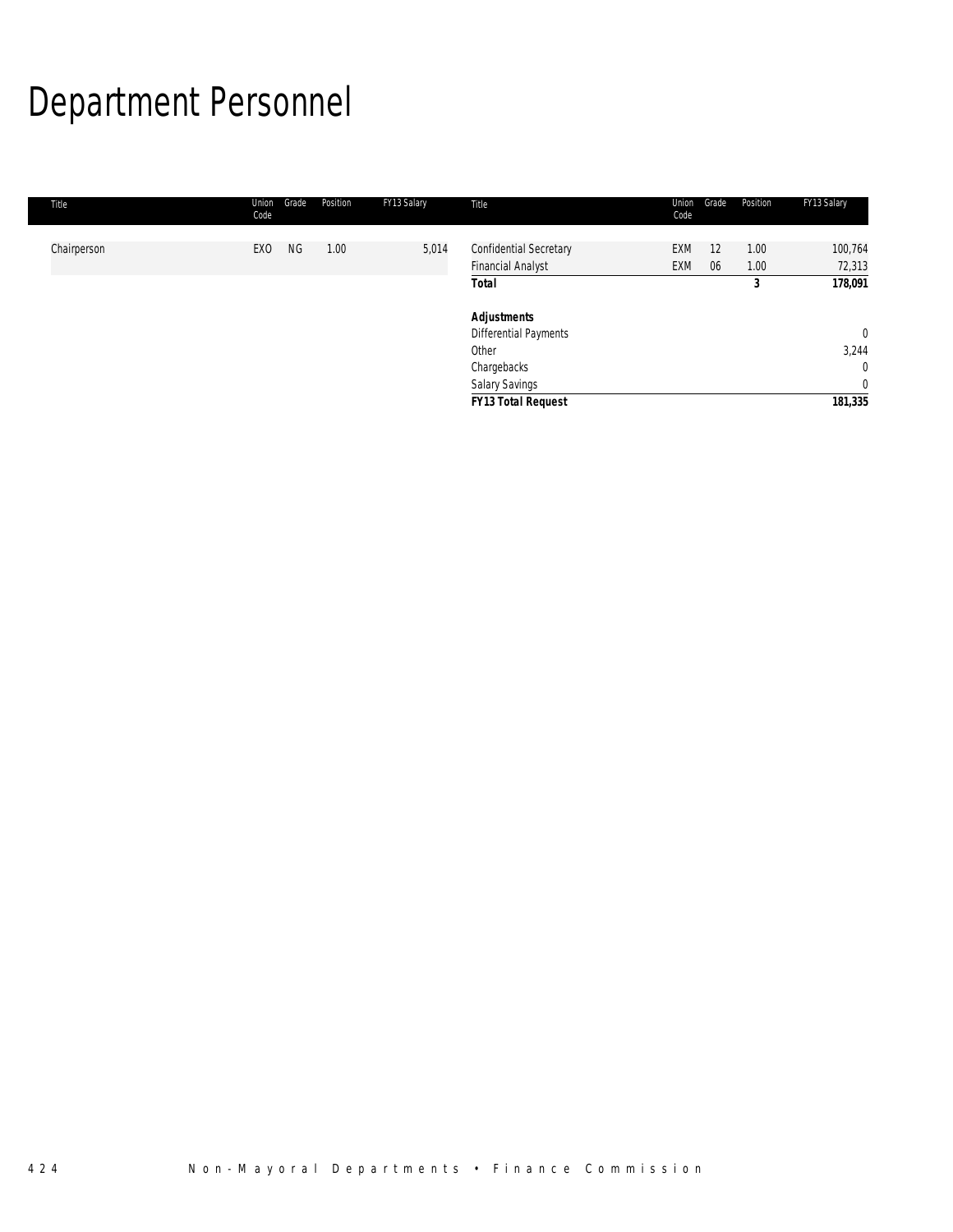# Department Personnel

| Title | Union Code | Grade | Position | FY13 Salary | Title | Union Code | Grade | Position | FY13 Salary |
|---|---|---|---|---|---|---|---|---|---|
| Chairperson | EXO | NG | 1.00 | 5,014 | Confidential Secretary | EXM | 12 | 1.00 | 100,764 |
| | | | | | Financial Analyst | EXM | 06 | 1.00 | 72,313 |
| | | | | | **Total** | | | **3** | **178,091** |
| | | | | | | | | | |
| | | | | | ***Adjustments*** | | | | |
| | | | | | Differential Payments | | | | 0 |
| | | | | | Other | | | | 3,244 |
| | | | | | Chargebacks | | | | 0 |
| | | | | | Salary Savings | | | | 0 |
| | | | | | ***FY13 Total Request*** | | | | **181,335** |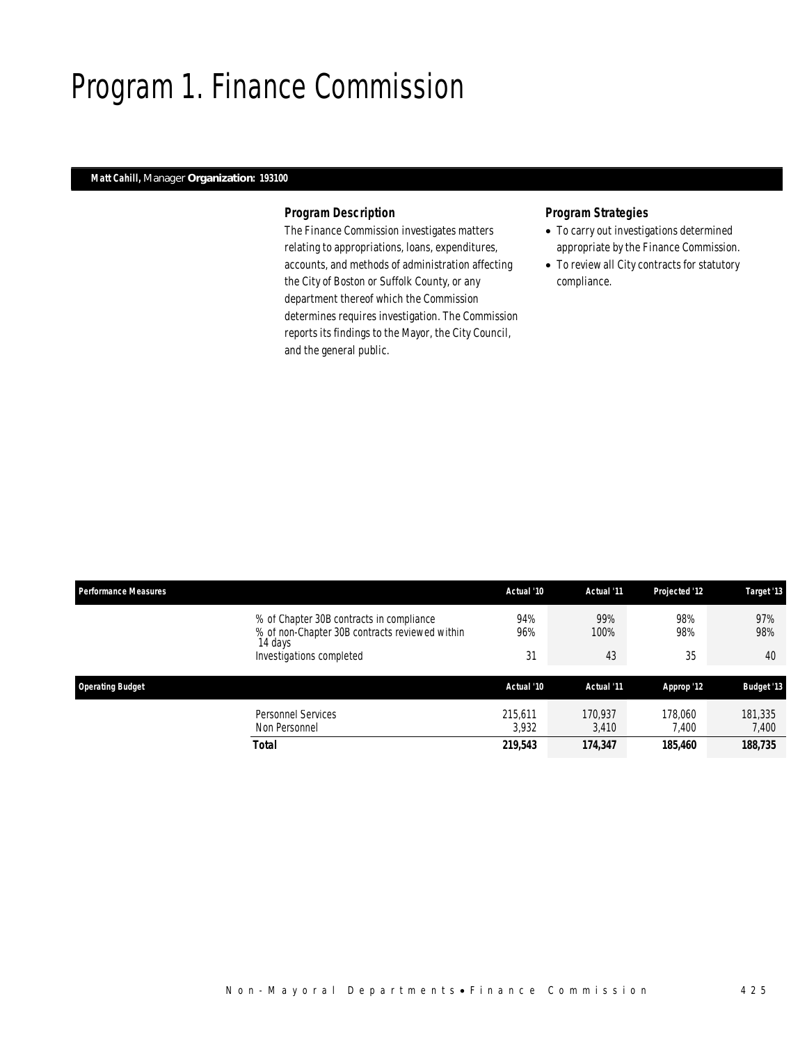# Program 1. Finance Commission

**Matt Cahill,** Manager **Organization: 193100**

### Program Description

The Finance Commission investigates matters relating to appropriations, loans, expenditures, accounts, and methods of administration affecting the City of Boston or Suffolk County, or any department thereof which the Commission determines requires investigation. The Commission reports its findings to the Mayor, the City Council, and the general public.

### Program Strategies

- To carry out investigations determined appropriate by the Finance Commission.
- To review all City contracts for statutory compliance.

| Performance Measures | Actual '10 | Actual '11 | Projected '12 | Target '13 |
|---|---|---|---|---|
| % of Chapter 30B contracts in compliance | 94% | 99% | 98% | 97% |
| % of non-Chapter 30B contracts reviewed within 14 days | 96% | 100% | 98% | 98% |
| Investigations completed | 31 | 43 | 35 | 40 |

| Operating Budget | Actual '10 | Actual '11 | Approp '12 | Budget '13 |
|---|---|---|---|---|
| Personnel Services | 215,611 | 170,937 | 178,060 | 181,335 |
| Non Personnel | 3,932 | 3,410 | 7,400 | 7,400 |
| **Total** | **219,543** | **174,347** | **185,460** | **188,735** |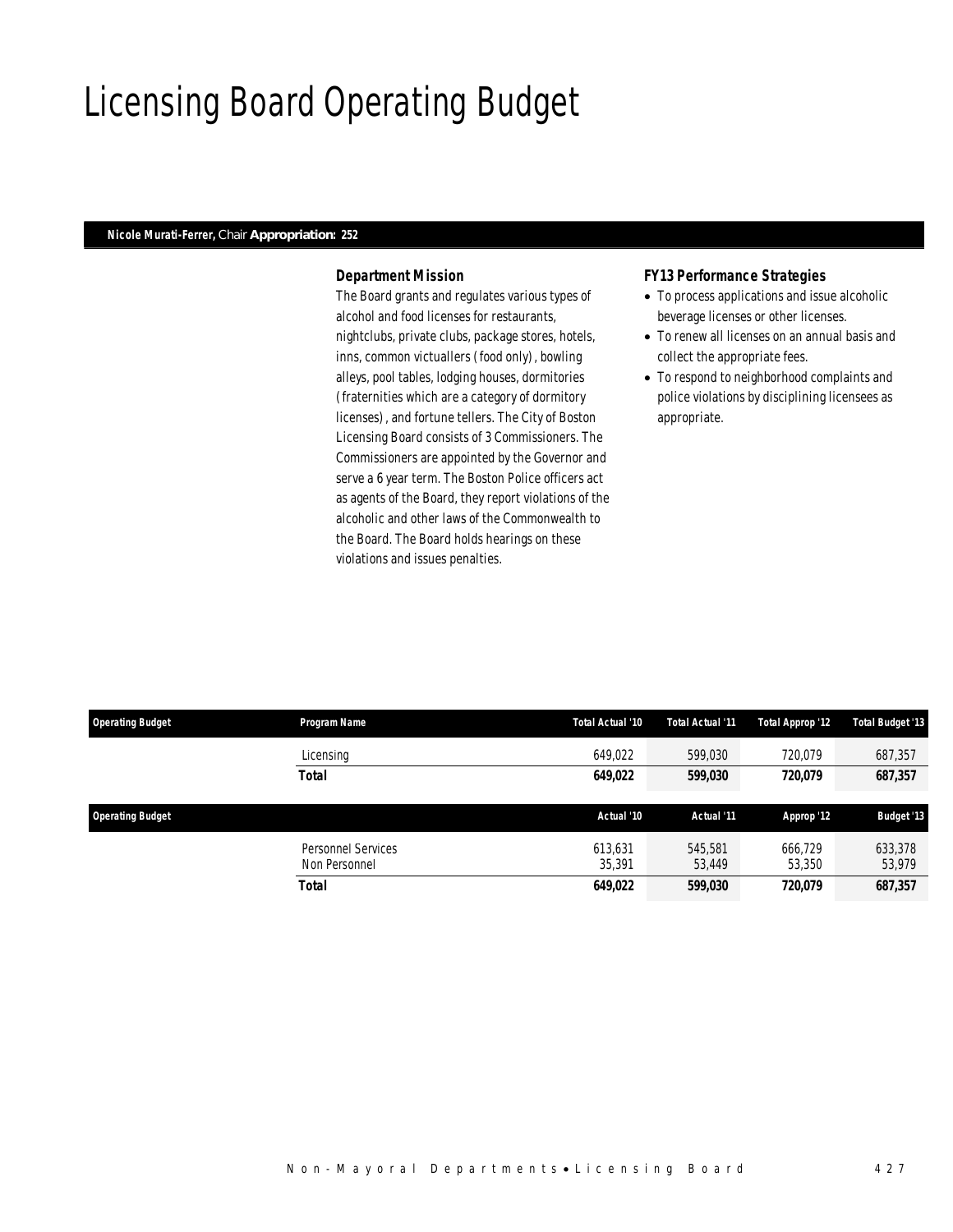# Licensing Board Operating Budget

**Nicole Murati-Ferrer,** Chair **Appropriation: 252**

### *Department Mission*

The Board grants and regulates various types of alcohol and food licenses for restaurants, nightclubs, private clubs, package stores, hotels, inns, common victuallers (food only), bowling alleys, pool tables, lodging houses, dormitories (fraternities which are a category of dormitory licenses), and fortune tellers. The City of Boston Licensing Board consists of 3 Commissioners. The Commissioners are appointed by the Governor and serve a 6 year term. The Boston Police officers act as agents of the Board, they report violations of the alcoholic and other laws of the Commonwealth to the Board. The Board holds hearings on these violations and issues penalties.

### *FY13 Performance Strategies*

- To process applications and issue alcoholic beverage licenses or other licenses.
- To renew all licenses on an annual basis and collect the appropriate fees.
- To respond to neighborhood complaints and police violations by disciplining licensees as appropriate.

| Operating Budget | Program Name | Total Actual '10 | Total Actual '11 | Total Approp '12 | Total Budget '13 |
|---|---|---|---|---|---|
| | Licensing | 649,022 | 599,030 | 720,079 | 687,357 |
| | **Total** | **649,022** | **599,030** | **720,079** | **687,357** |

| Operating Budget | | Actual '10 | Actual '11 | Approp '12 | Budget '13 |
|---|---|---|---|---|---|
| | Personnel Services | 613,631 | 545,581 | 666,729 | 633,378 |
| | Non Personnel | 35,391 | 53,449 | 53,350 | 53,979 |
| | **Total** | **649,022** | **599,030** | **720,079** | **687,357** |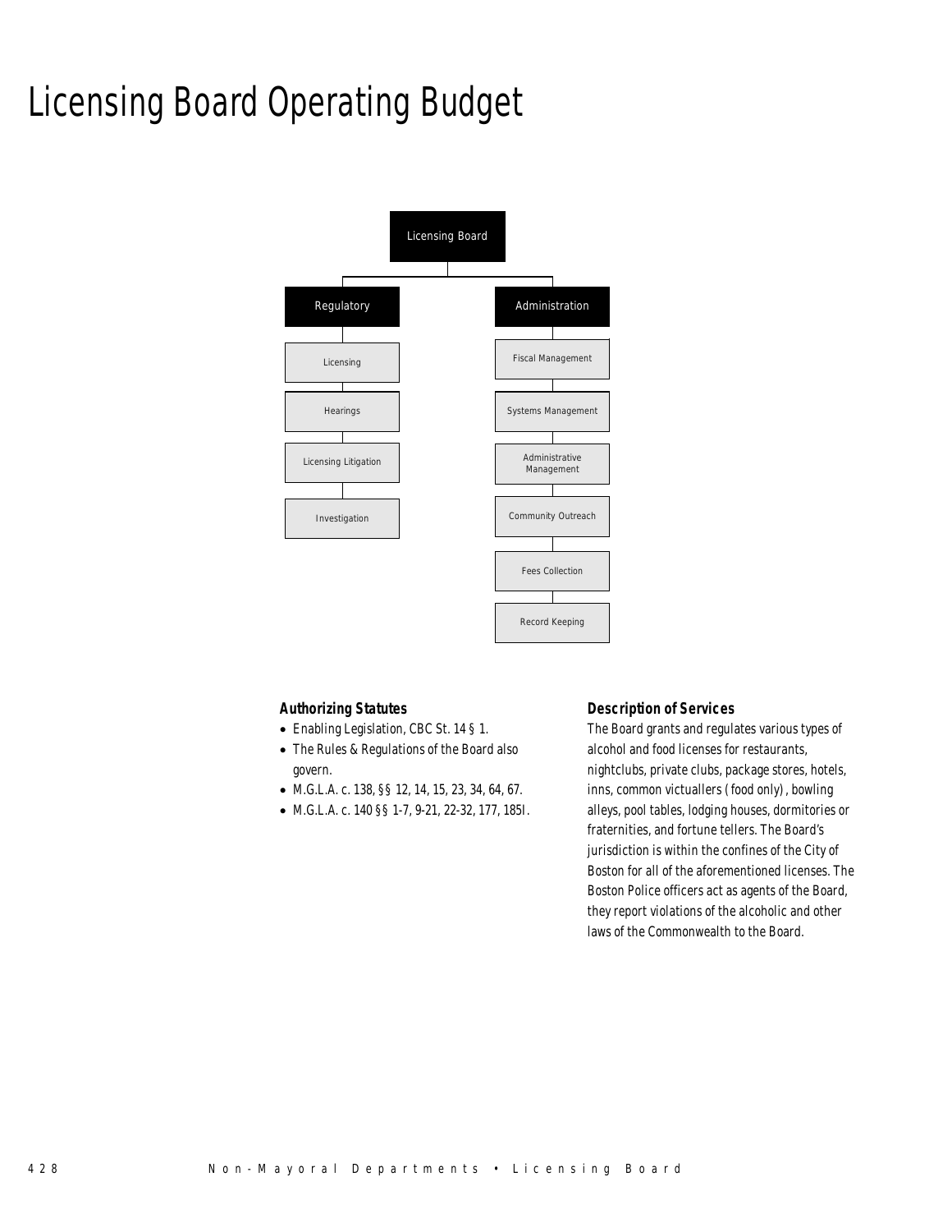# Licensing Board Operating Budget

Licensing Board

- Regulatory
  - Licensing
  - Hearings
  - Licensing Litigation
  - Investigation
- Administration
  - Fiscal Management
  - Systems Management
  - Administrative Management
  - Community Outreach
  - Fees Collection
  - Record Keeping

### Authorizing Statutes

- Enabling Legislation, CBC St. 14 § 1.
- The Rules & Regulations of the Board also govern.
- M.G.L.A. c. 138, §§ 12, 14, 15, 23, 34, 64, 67.
- M.G.L.A. c. 140 §§ 1-7, 9-21, 22-32, 177, 185I.

### Description of Services

The Board grants and regulates various types of alcohol and food licenses for restaurants, nightclubs, private clubs, package stores, hotels, inns, common victuallers (food only), bowling alleys, pool tables, lodging houses, dormitories or fraternities, and fortune tellers. The Board's jurisdiction is within the confines of the City of Boston for all of the aforementioned licenses. The Boston Police officers act as agents of the Board, they report violations of the alcoholic and other laws of the Commonwealth to the Board.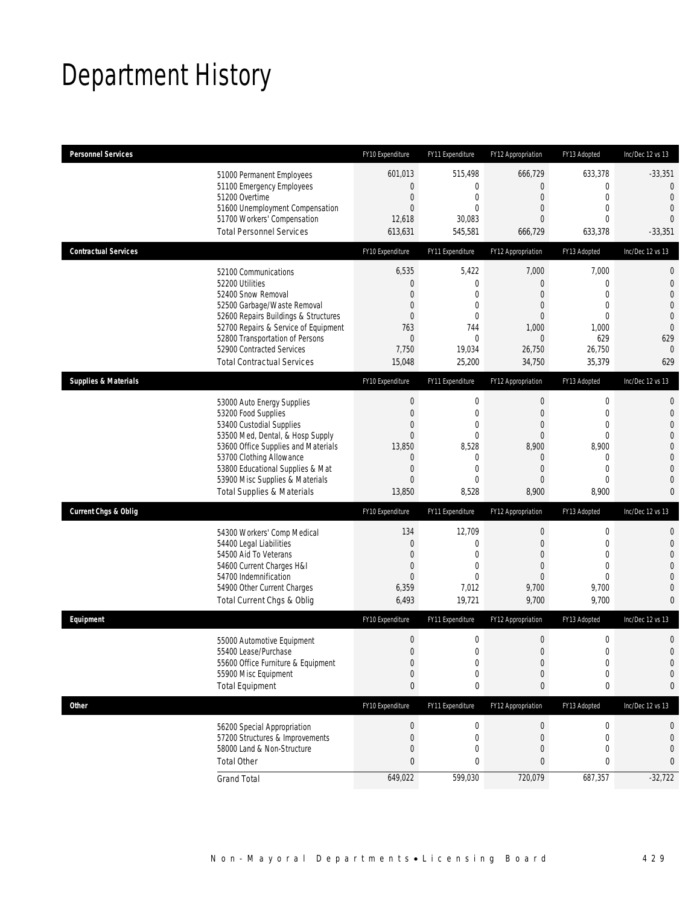# Department History

| Personnel Services | FY10 Expenditure | FY11 Expenditure | FY12 Appropriation | FY13 Adopted | Inc/Dec 12 vs 13 |
|---|---|---|---|---|---|
| 51000 Permanent Employees | 601,013 | 515,498 | 666,729 | 633,378 | -33,351 |
| 51100 Emergency Employees | 0 | 0 | 0 | 0 | 0 |
| 51200 Overtime | 0 | 0 | 0 | 0 | 0 |
| 51600 Unemployment Compensation | 0 | 0 | 0 | 0 | 0 |
| 51700 Workers' Compensation | 12,618 | 30,083 | 0 | 0 | 0 |
| Total Personnel Services | 613,631 | 545,581 | 666,729 | 633,378 | -33,351 |

| Contractual Services | FY10 Expenditure | FY11 Expenditure | FY12 Appropriation | FY13 Adopted | Inc/Dec 12 vs 13 |
|---|---|---|---|---|---|
| 52100 Communications | 6,535 | 5,422 | 7,000 | 7,000 | 0 |
| 52200 Utilities | 0 | 0 | 0 | 0 | 0 |
| 52400 Snow Removal | 0 | 0 | 0 | 0 | 0 |
| 52500 Garbage/Waste Removal | 0 | 0 | 0 | 0 | 0 |
| 52600 Repairs Buildings & Structures | 0 | 0 | 0 | 0 | 0 |
| 52700 Repairs & Service of Equipment | 763 | 744 | 1,000 | 1,000 | 0 |
| 52800 Transportation of Persons | 0 | 0 | 0 | 629 | 629 |
| 52900 Contracted Services | 7,750 | 19,034 | 26,750 | 26,750 | 0 |
| Total Contractual Services | 15,048 | 25,200 | 34,750 | 35,379 | 629 |

| Supplies & Materials | FY10 Expenditure | FY11 Expenditure | FY12 Appropriation | FY13 Adopted | Inc/Dec 12 vs 13 |
|---|---|---|---|---|---|
| 53000 Auto Energy Supplies | 0 | 0 | 0 | 0 | 0 |
| 53200 Food Supplies | 0 | 0 | 0 | 0 | 0 |
| 53400 Custodial Supplies | 0 | 0 | 0 | 0 | 0 |
| 53500 Med, Dental, & Hosp Supply | 0 | 0 | 0 | 0 | 0 |
| 53600 Office Supplies and Materials | 13,850 | 8,528 | 8,900 | 8,900 | 0 |
| 53700 Clothing Allowance | 0 | 0 | 0 | 0 | 0 |
| 53800 Educational Supplies & Mat | 0 | 0 | 0 | 0 | 0 |
| 53900 Misc Supplies & Materials | 0 | 0 | 0 | 0 | 0 |
| Total Supplies & Materials | 13,850 | 8,528 | 8,900 | 8,900 | 0 |

| Current Chgs & Oblig | FY10 Expenditure | FY11 Expenditure | FY12 Appropriation | FY13 Adopted | Inc/Dec 12 vs 13 |
|---|---|---|---|---|---|
| 54300 Workers' Comp Medical | 134 | 12,709 | 0 | 0 | 0 |
| 54400 Legal Liabilities | 0 | 0 | 0 | 0 | 0 |
| 54500 Aid To Veterans | 0 | 0 | 0 | 0 | 0 |
| 54600 Current Charges H&I | 0 | 0 | 0 | 0 | 0 |
| 54700 Indemnification | 0 | 0 | 0 | 0 | 0 |
| 54900 Other Current Charges | 6,359 | 7,012 | 9,700 | 9,700 | 0 |
| Total Current Chgs & Oblig | 6,493 | 19,721 | 9,700 | 9,700 | 0 |

| Equipment | FY10 Expenditure | FY11 Expenditure | FY12 Appropriation | FY13 Adopted | Inc/Dec 12 vs 13 |
|---|---|---|---|---|---|
| 55000 Automotive Equipment | 0 | 0 | 0 | 0 | 0 |
| 55400 Lease/Purchase | 0 | 0 | 0 | 0 | 0 |
| 55600 Office Furniture & Equipment | 0 | 0 | 0 | 0 | 0 |
| 55900 Misc Equipment | 0 | 0 | 0 | 0 | 0 |
| Total Equipment | 0 | 0 | 0 | 0 | 0 |

| Other | FY10 Expenditure | FY11 Expenditure | FY12 Appropriation | FY13 Adopted | Inc/Dec 12 vs 13 |
|---|---|---|---|---|---|
| 56200 Special Appropriation | 0 | 0 | 0 | 0 | 0 |
| 57200 Structures & Improvements | 0 | 0 | 0 | 0 | 0 |
| 58000 Land & Non-Structure | 0 | 0 | 0 | 0 | 0 |
| Total Other | 0 | 0 | 0 | 0 | 0 |
| Grand Total | 649,022 | 599,030 | 720,079 | 687,357 | -32,722 |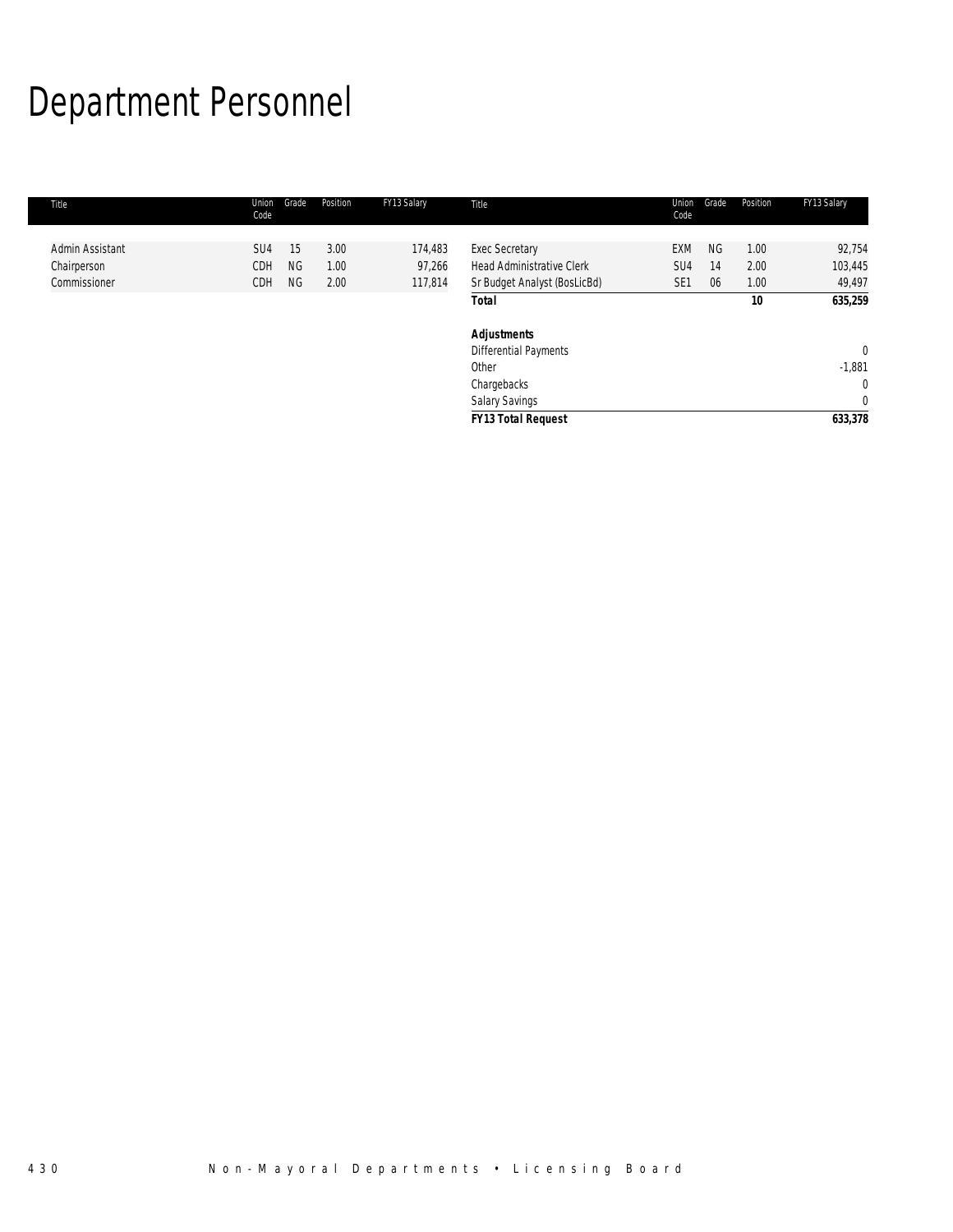# Department Personnel

| Title | Union Code | Grade | Position | FY13 Salary | Title | Union Code | Grade | Position | FY13 Salary |
|---|---|---|---|---|---|---|---|---|---|
| Admin Assistant | SU4 | 15 | 3.00 | 174,483 | Exec Secretary | EXM | NG | 1.00 | 92,754 |
| Chairperson | CDH | NG | 1.00 | 97,266 | Head Administrative Clerk | SU4 | 14 | 2.00 | 103,445 |
| Commissioner | CDH | NG | 2.00 | 117,814 | Sr Budget Analyst (BosLicBd) | SE1 | 06 | 1.00 | 49,497 |
| | | | | | ***Total*** | | | **10** | **635,259** |
| | | | | | ***Adjustments*** | | | | |
| | | | | | Differential Payments | | | | 0 |
| | | | | | Other | | | | -1,881 |
| | | | | | Chargebacks | | | | 0 |
| | | | | | Salary Savings | | | | 0 |
| | | | | | ***FY13 Total Request*** | | | | **633,378** |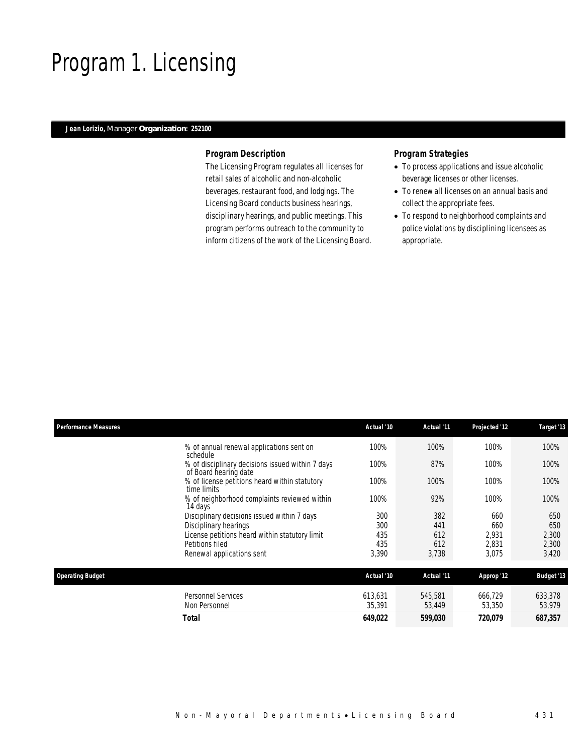# Program 1. Licensing

***Jean Lorizio,*** *Manager* ***Organization: 252100***

### *Program Description*

The Licensing Program regulates all licenses for retail sales of alcoholic and non-alcoholic beverages, restaurant food, and lodgings. The Licensing Board conducts business hearings, disciplinary hearings, and public meetings. This program performs outreach to the community to inform citizens of the work of the Licensing Board.

### *Program Strategies*

- To process applications and issue alcoholic beverage licenses or other licenses.
- To renew all licenses on an annual basis and collect the appropriate fees.
- To respond to neighborhood complaints and police violations by disciplining licensees as appropriate.

| Performance Measures | Actual '10 | Actual '11 | Projected '12 | Target '13 |
|---|---|---|---|---|
| % of annual renewal applications sent on schedule | 100% | 100% | 100% | 100% |
| % of disciplinary decisions issued within 7 days of Board hearing date | 100% | 87% | 100% | 100% |
| % of license petitions heard within statutory time limits | 100% | 100% | 100% | 100% |
| % of neighborhood complaints reviewed within 14 days | 100% | 92% | 100% | 100% |
| Disciplinary decisions issued within 7 days | 300 | 382 | 660 | 650 |
| Disciplinary hearings | 300 | 441 | 660 | 650 |
| License petitions heard within statutory limit | 435 | 612 | 2,931 | 2,300 |
| Petitions filed | 435 | 612 | 2,831 | 2,300 |
| Renewal applications sent | 3,390 | 3,738 | 3,075 | 3,420 |

| Operating Budget | Actual '10 | Actual '11 | Approp '12 | Budget '13 |
|---|---|---|---|---|
| Personnel Services | 613,631 | 545,581 | 666,729 | 633,378 |
| Non Personnel | 35,391 | 53,449 | 53,350 | 53,979 |
| **Total** | **649,022** | **599,030** | **720,079** | **687,357** |